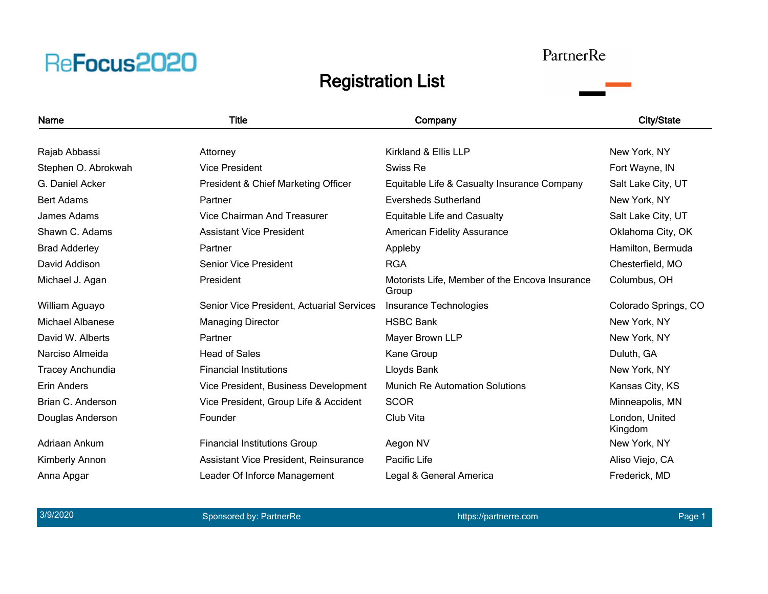ReFocus2020

PartnerRe

# Registration List

| Name | Title | Company | City/State |
|---|---|---|---|
| Rajab Abbassi | Attorney | Kirkland & Ellis LLP | New York, NY |
| Stephen O. Abrokwah | Vice President | Swiss Re | Fort Wayne, IN |
| G. Daniel Acker | President & Chief Marketing Officer | Equitable Life & Casualty Insurance Company | Salt Lake City, UT |
| Bert Adams | Partner | Eversheds Sutherland | New York, NY |
| James Adams | Vice Chairman And Treasurer | Equitable Life and Casualty | Salt Lake City, UT |
| Shawn C. Adams | Assistant Vice President | American Fidelity Assurance | Oklahoma City, OK |
| Brad Adderley | Partner | Appleby | Hamilton, Bermuda |
| David Addison | Senior Vice President | RGA | Chesterfield, MO |
| Michael J. Agan | President | Motorists Life, Member of the Encova Insurance Group | Columbus, OH |
| William Aguayo | Senior Vice President, Actuarial Services | Insurance Technologies | Colorado Springs, CO |
| Michael Albanese | Managing Director | HSBC Bank | New York, NY |
| David W. Alberts | Partner | Mayer Brown LLP | New York, NY |
| Narciso Almeida | Head of Sales | Kane Group | Duluth, GA |
| Tracey Anchundia | Financial Institutions | Lloyds Bank | New York, NY |
| Erin Anders | Vice President, Business Development | Munich Re Automation Solutions | Kansas City, KS |
| Brian C. Anderson | Vice President, Group Life & Accident | SCOR | Minneapolis, MN |
| Douglas Anderson | Founder | Club Vita | London, United Kingdom |
| Adriaan Ankum | Financial Institutions Group | Aegon NV | New York, NY |
| Kimberly Annon | Assistant Vice President, Reinsurance | Pacific Life | Aliso Viejo, CA |
| Anna Apgar | Leader Of Inforce Management | Legal & General America | Frederick, MD |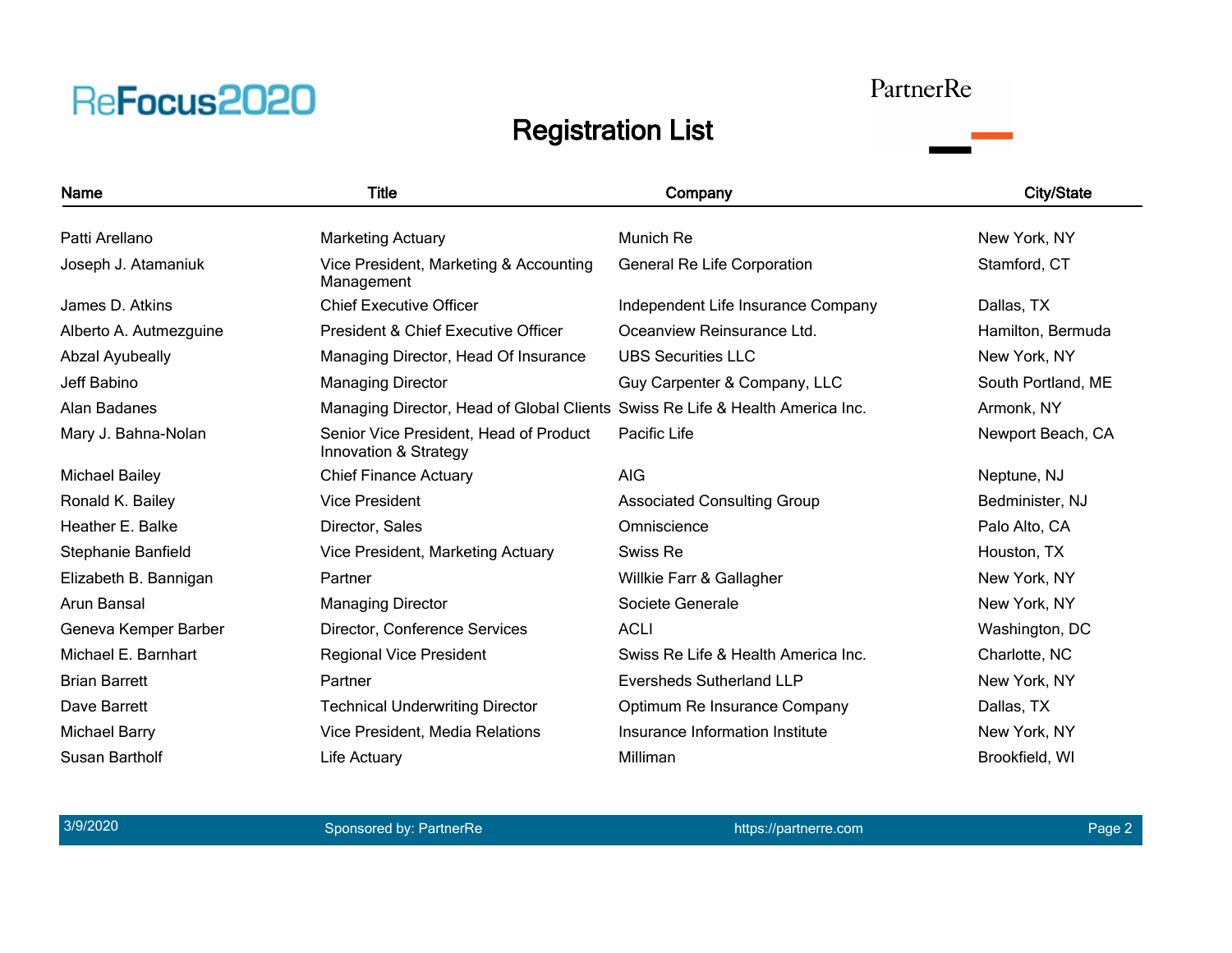# ReFocus2020

PartnerRe

## Registration List

| Name | Title | Company | City/State |
|---|---|---|---|
| Patti Arellano | Marketing Actuary | Munich Re | New York, NY |
| Joseph J. Atamaniuk | Vice President, Marketing & Accounting Management | General Re Life Corporation | Stamford, CT |
| James D. Atkins | Chief Executive Officer | Independent Life Insurance Company | Dallas, TX |
| Alberto A. Autmezguine | President & Chief Executive Officer | Oceanview Reinsurance Ltd. | Hamilton, Bermuda |
| Abzal Ayubeally | Managing Director, Head Of Insurance | UBS Securities LLC | New York, NY |
| Jeff Babino | Managing Director | Guy Carpenter & Company, LLC | South Portland, ME |
| Alan Badanes | Managing Director, Head of Global Clients | Swiss Re Life & Health America Inc. | Armonk, NY |
| Mary J. Bahna-Nolan | Senior Vice President, Head of Product Innovation & Strategy | Pacific Life | Newport Beach, CA |
| Michael Bailey | Chief Finance Actuary | AIG | Neptune, NJ |
| Ronald K. Bailey | Vice President | Associated Consulting Group | Bedminister, NJ |
| Heather E. Balke | Director, Sales | Omniscience | Palo Alto, CA |
| Stephanie Banfield | Vice President, Marketing Actuary | Swiss Re | Houston, TX |
| Elizabeth B. Bannigan | Partner | Willkie Farr & Gallagher | New York, NY |
| Arun Bansal | Managing Director | Societe Generale | New York, NY |
| Geneva Kemper Barber | Director, Conference Services | ACLI | Washington, DC |
| Michael E. Barnhart | Regional Vice President | Swiss Re Life & Health America Inc. | Charlotte, NC |
| Brian Barrett | Partner | Eversheds Sutherland LLP | New York, NY |
| Dave Barrett | Technical Underwriting Director | Optimum Re Insurance Company | Dallas, TX |
| Michael Barry | Vice President, Media Relations | Insurance Information Institute | New York, NY |
| Susan Bartholf | Life Actuary | Milliman | Brookfield, WI |

3/9/2020 Sponsored by: PartnerRe https://partnerre.com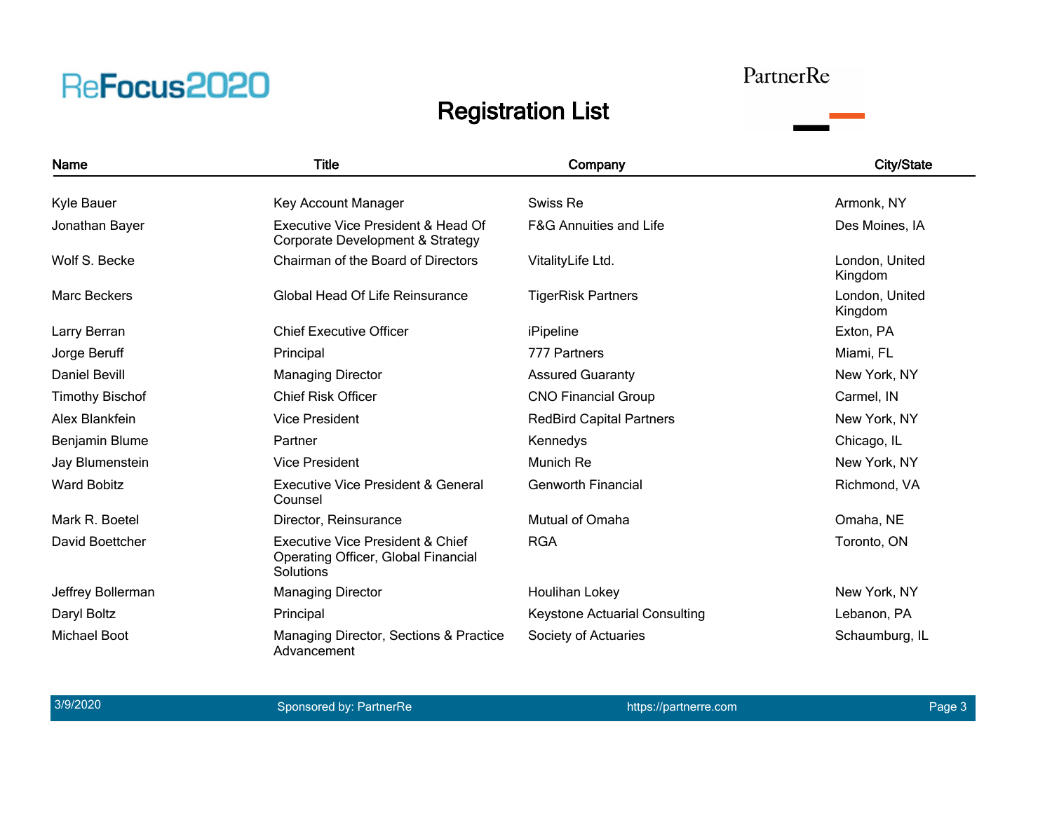# Registration List

| Name | Title | Company | City/State |
|---|---|---|---|
| Kyle Bauer | Key Account Manager | Swiss Re | Armonk, NY |
| Jonathan Bayer | Executive Vice President & Head Of Corporate Development & Strategy | F&G Annuities and Life | Des Moines, IA |
| Wolf S. Becke | Chairman of the Board of Directors | VitalityLife Ltd. | London, United Kingdom |
| Marc Beckers | Global Head Of Life Reinsurance | TigerRisk Partners | London, United Kingdom |
| Larry Berran | Chief Executive Officer | iPipeline | Exton, PA |
| Jorge Beruff | Principal | 777 Partners | Miami, FL |
| Daniel Bevill | Managing Director | Assured Guaranty | New York, NY |
| Timothy Bischof | Chief Risk Officer | CNO Financial Group | Carmel, IN |
| Alex Blankfein | Vice President | RedBird Capital Partners | New York, NY |
| Benjamin Blume | Partner | Kennedys | Chicago, IL |
| Jay Blumenstein | Vice President | Munich Re | New York, NY |
| Ward Bobitz | Executive Vice President & General Counsel | Genworth Financial | Richmond, VA |
| Mark R. Boetel | Director, Reinsurance | Mutual of Omaha | Omaha, NE |
| David Boettcher | Executive Vice President & Chief Operating Officer, Global Financial Solutions | RGA | Toronto, ON |
| Jeffrey Bollerman | Managing Director | Houlihan Lokey | New York, NY |
| Daryl Boltz | Principal | Keystone Actuarial Consulting | Lebanon, PA |
| Michael Boot | Managing Director, Sections & Practice Advancement | Society of Actuaries | Schaumburg, IL |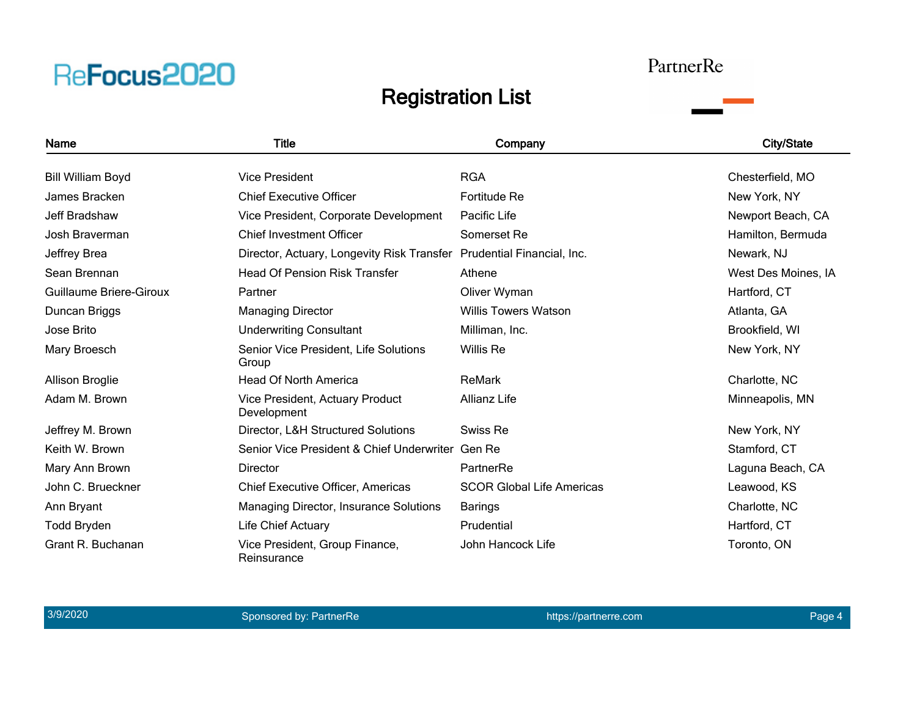ReFocus2020

PartnerRe

# Registration List

| Name | Title | Company | City/State |
|---|---|---|---|
| Bill William Boyd | Vice President | RGA | Chesterfield, MO |
| James Bracken | Chief Executive Officer | Fortitude Re | New York, NY |
| Jeff Bradshaw | Vice President, Corporate Development | Pacific Life | Newport Beach, CA |
| Josh Braverman | Chief Investment Officer | Somerset Re | Hamilton, Bermuda |
| Jeffrey Brea | Director, Actuary, Longevity Risk Transfer | Prudential Financial, Inc. | Newark, NJ |
| Sean Brennan | Head Of Pension Risk Transfer | Athene | West Des Moines, IA |
| Guillaume Briere-Giroux | Partner | Oliver Wyman | Hartford, CT |
| Duncan Briggs | Managing Director | Willis Towers Watson | Atlanta, GA |
| Jose Brito | Underwriting Consultant | Milliman, Inc. | Brookfield, WI |
| Mary Broesch | Senior Vice President, Life Solutions Group | Willis Re | New York, NY |
| Allison Broglie | Head Of North America | ReMark | Charlotte, NC |
| Adam M. Brown | Vice President, Actuary Product Development | Allianz Life | Minneapolis, MN |
| Jeffrey M. Brown | Director, L&H Structured Solutions | Swiss Re | New York, NY |
| Keith W. Brown | Senior Vice President & Chief Underwriter | Gen Re | Stamford, CT |
| Mary Ann Brown | Director | PartnerRe | Laguna Beach, CA |
| John C. Brueckner | Chief Executive Officer, Americas | SCOR Global Life Americas | Leawood, KS |
| Ann Bryant | Managing Director, Insurance Solutions | Barings | Charlotte, NC |
| Todd Bryden | Life Chief Actuary | Prudential | Hartford, CT |
| Grant R. Buchanan | Vice President, Group Finance, Reinsurance | John Hancock Life | Toronto, ON |

3/9/2020 Sponsored by: PartnerRe https://partnerre.com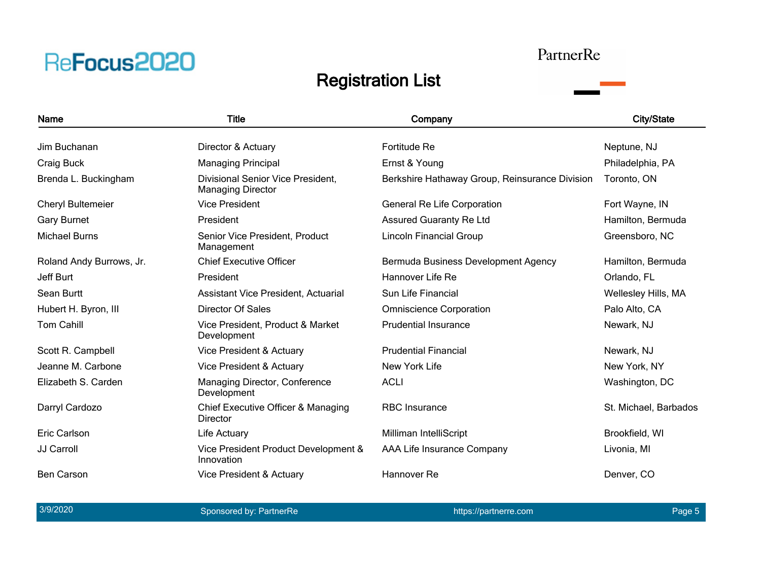# Registration List

| Name | Title | Company | City/State |
|---|---|---|---|
| Jim Buchanan | Director & Actuary | Fortitude Re | Neptune, NJ |
| Craig Buck | Managing Principal | Ernst & Young | Philadelphia, PA |
| Brenda L. Buckingham | Divisional Senior Vice President, Managing Director | Berkshire Hathaway Group, Reinsurance Division | Toronto, ON |
| Cheryl Bultemeier | Vice President | General Re Life Corporation | Fort Wayne, IN |
| Gary Burnet | President | Assured Guaranty Re Ltd | Hamilton, Bermuda |
| Michael Burns | Senior Vice President, Product Management | Lincoln Financial Group | Greensboro, NC |
| Roland Andy Burrows, Jr. | Chief Executive Officer | Bermuda Business Development Agency | Hamilton, Bermuda |
| Jeff Burt | President | Hannover Life Re | Orlando, FL |
| Sean Burtt | Assistant Vice President, Actuarial | Sun Life Financial | Wellesley Hills, MA |
| Hubert H. Byron, III | Director Of Sales | Omniscience Corporation | Palo Alto, CA |
| Tom Cahill | Vice President, Product & Market Development | Prudential Insurance | Newark, NJ |
| Scott R. Campbell | Vice President & Actuary | Prudential Financial | Newark, NJ |
| Jeanne M. Carbone | Vice President & Actuary | New York Life | New York, NY |
| Elizabeth S. Carden | Managing Director, Conference Development | ACLI | Washington, DC |
| Darryl Cardozo | Chief Executive Officer & Managing Director | RBC Insurance | St. Michael, Barbados |
| Eric Carlson | Life Actuary | Milliman IntelliScript | Brookfield, WI |
| JJ Carroll | Vice President Product Development & Innovation | AAA Life Insurance Company | Livonia, MI |
| Ben Carson | Vice President & Actuary | Hannover Re | Denver, CO |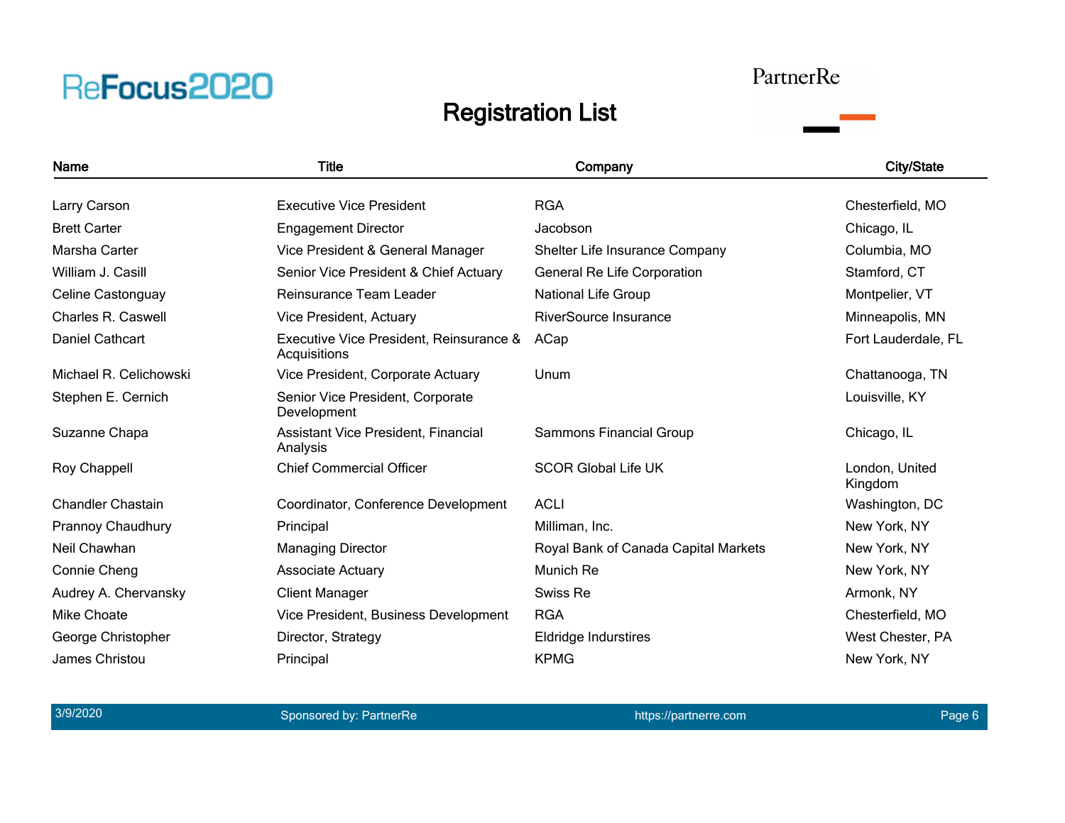# Registration List

| Name | Title | Company | City/State |
|---|---|---|---|
| Larry Carson | Executive Vice President | RGA | Chesterfield, MO |
| Brett Carter | Engagement Director | Jacobson | Chicago, IL |
| Marsha Carter | Vice President & General Manager | Shelter Life Insurance Company | Columbia, MO |
| William J. Casill | Senior Vice President & Chief Actuary | General Re Life Corporation | Stamford, CT |
| Celine Castonguay | Reinsurance Team Leader | National Life Group | Montpelier, VT |
| Charles R. Caswell | Vice President, Actuary | RiverSource Insurance | Minneapolis, MN |
| Daniel Cathcart | Executive Vice President, Reinsurance & Acquisitions | ACap | Fort Lauderdale, FL |
| Michael R. Celichowski | Vice President, Corporate Actuary | Unum | Chattanooga, TN |
| Stephen E. Cernich | Senior Vice President, Corporate Development | | Louisville, KY |
| Suzanne Chapa | Assistant Vice President, Financial Analysis | Sammons Financial Group | Chicago, IL |
| Roy Chappell | Chief Commercial Officer | SCOR Global Life UK | London, United Kingdom |
| Chandler Chastain | Coordinator, Conference Development | ACLI | Washington, DC |
| Prannoy Chaudhury | Principal | Milliman, Inc. | New York, NY |
| Neil Chawhan | Managing Director | Royal Bank of Canada Capital Markets | New York, NY |
| Connie Cheng | Associate Actuary | Munich Re | New York, NY |
| Audrey A. Chervansky | Client Manager | Swiss Re | Armonk, NY |
| Mike Choate | Vice President, Business Development | RGA | Chesterfield, MO |
| George Christopher | Director, Strategy | Eldridge Indurstires | West Chester, PA |
| James Christou | Principal | KPMG | New York, NY |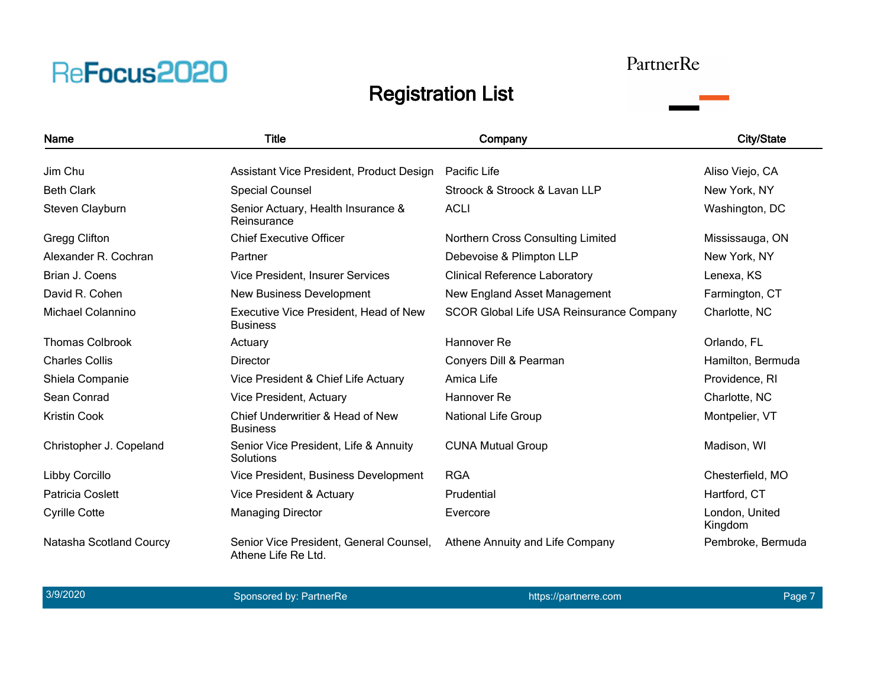ReFocus2020

PartnerRe

# Registration List

| Name | Title | Company | City/State |
|---|---|---|---|
| Jim Chu | Assistant Vice President, Product Design | Pacific Life | Aliso Viejo, CA |
| Beth Clark | Special Counsel | Stroock & Stroock & Lavan LLP | New York, NY |
| Steven Clayburn | Senior Actuary, Health Insurance & Reinsurance | ACLI | Washington, DC |
| Gregg Clifton | Chief Executive Officer | Northern Cross Consulting Limited | Mississauga, ON |
| Alexander R. Cochran | Partner | Debevoise & Plimpton LLP | New York, NY |
| Brian J. Coens | Vice President, Insurer Services | Clinical Reference Laboratory | Lenexa, KS |
| David R. Cohen | New Business Development | New England Asset Management | Farmington, CT |
| Michael Colannino | Executive Vice President, Head of New Business | SCOR Global Life USA Reinsurance Company | Charlotte, NC |
| Thomas Colbrook | Actuary | Hannover Re | Orlando, FL |
| Charles Collis | Director | Conyers Dill & Pearman | Hamilton, Bermuda |
| Shiela Companie | Vice President & Chief Life Actuary | Amica Life | Providence, RI |
| Sean Conrad | Vice President, Actuary | Hannover Re | Charlotte, NC |
| Kristin Cook | Chief Underwritier & Head of New Business | National Life Group | Montpelier, VT |
| Christopher J. Copeland | Senior Vice President, Life & Annuity Solutions | CUNA Mutual Group | Madison, WI |
| Libby Corcillo | Vice President, Business Development | RGA | Chesterfield, MO |
| Patricia Coslett | Vice President & Actuary | Prudential | Hartford, CT |
| Cyrille Cotte | Managing Director | Evercore | London, United Kingdom |
| Natasha Scotland Courcy | Senior Vice President, General Counsel, Athene Life Re Ltd. | Athene Annuity and Life Company | Pembroke, Bermuda |

3/9/2020 | Sponsored by: PartnerRe | https://partnerre.com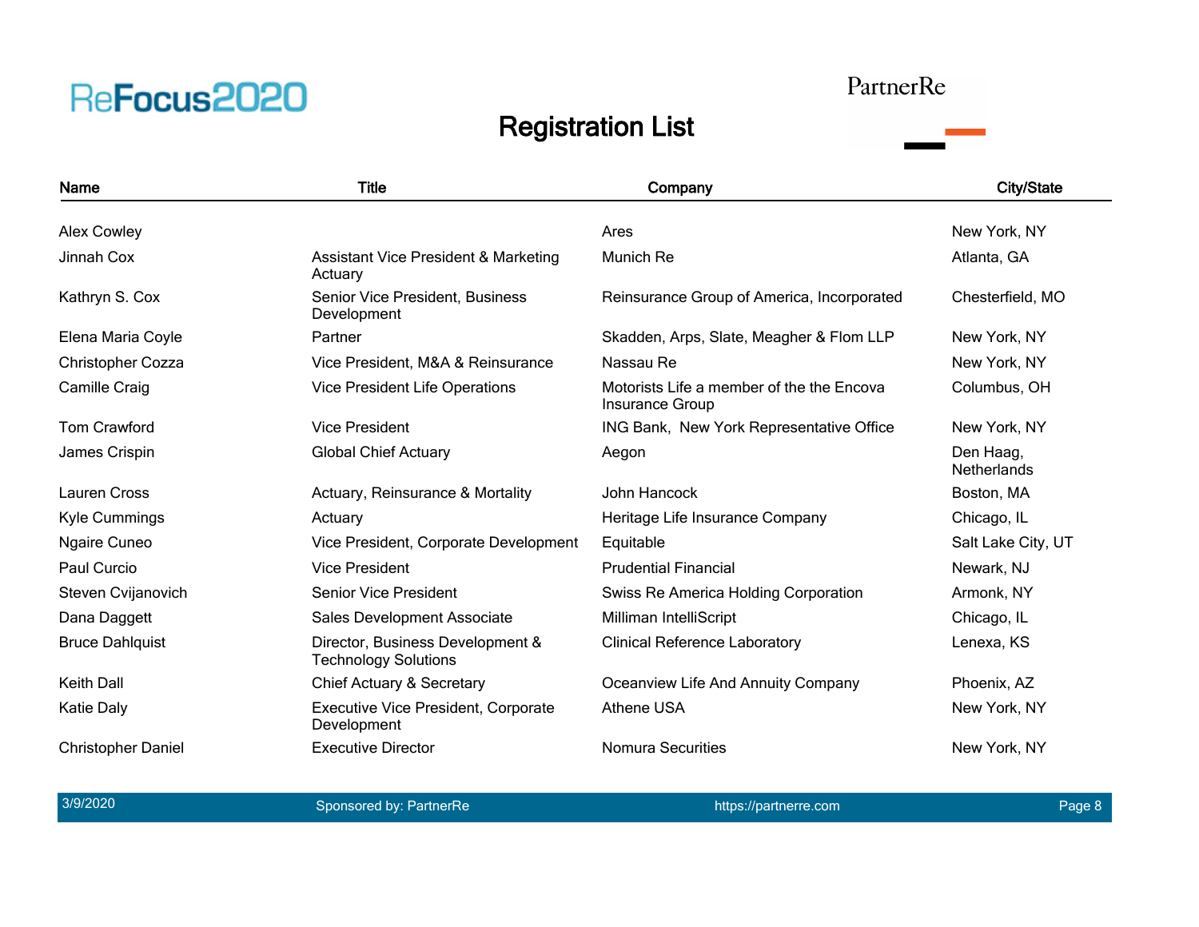# Registration List

| Name | Title | Company | City/State |
|---|---|---|---|
| Alex Cowley | | Ares | New York, NY |
| Jinnah Cox | Assistant Vice President & Marketing Actuary | Munich Re | Atlanta, GA |
| Kathryn S. Cox | Senior Vice President, Business Development | Reinsurance Group of America, Incorporated | Chesterfield, MO |
| Elena Maria Coyle | Partner | Skadden, Arps, Slate, Meagher & Flom LLP | New York, NY |
| Christopher Cozza | Vice President, M&A & Reinsurance | Nassau Re | New York, NY |
| Camille Craig | Vice President Life Operations | Motorists Life a member of the the Encova Insurance Group | Columbus, OH |
| Tom Crawford | Vice President | ING Bank, New York Representative Office | New York, NY |
| James Crispin | Global Chief Actuary | Aegon | Den Haag, Netherlands |
| Lauren Cross | Actuary, Reinsurance & Mortality | John Hancock | Boston, MA |
| Kyle Cummings | Actuary | Heritage Life Insurance Company | Chicago, IL |
| Ngaire Cuneo | Vice President, Corporate Development | Equitable | Salt Lake City, UT |
| Paul Curcio | Vice President | Prudential Financial | Newark, NJ |
| Steven Cvijanovich | Senior Vice President | Swiss Re America Holding Corporation | Armonk, NY |
| Dana Daggett | Sales Development Associate | Milliman IntelliScript | Chicago, IL |
| Bruce Dahlquist | Director, Business Development & Technology Solutions | Clinical Reference Laboratory | Lenexa, KS |
| Keith Dall | Chief Actuary & Secretary | Oceanview Life And Annuity Company | Phoenix, AZ |
| Katie Daly | Executive Vice President, Corporate Development | Athene USA | New York, NY |
| Christopher Daniel | Executive Director | Nomura Securities | New York, NY |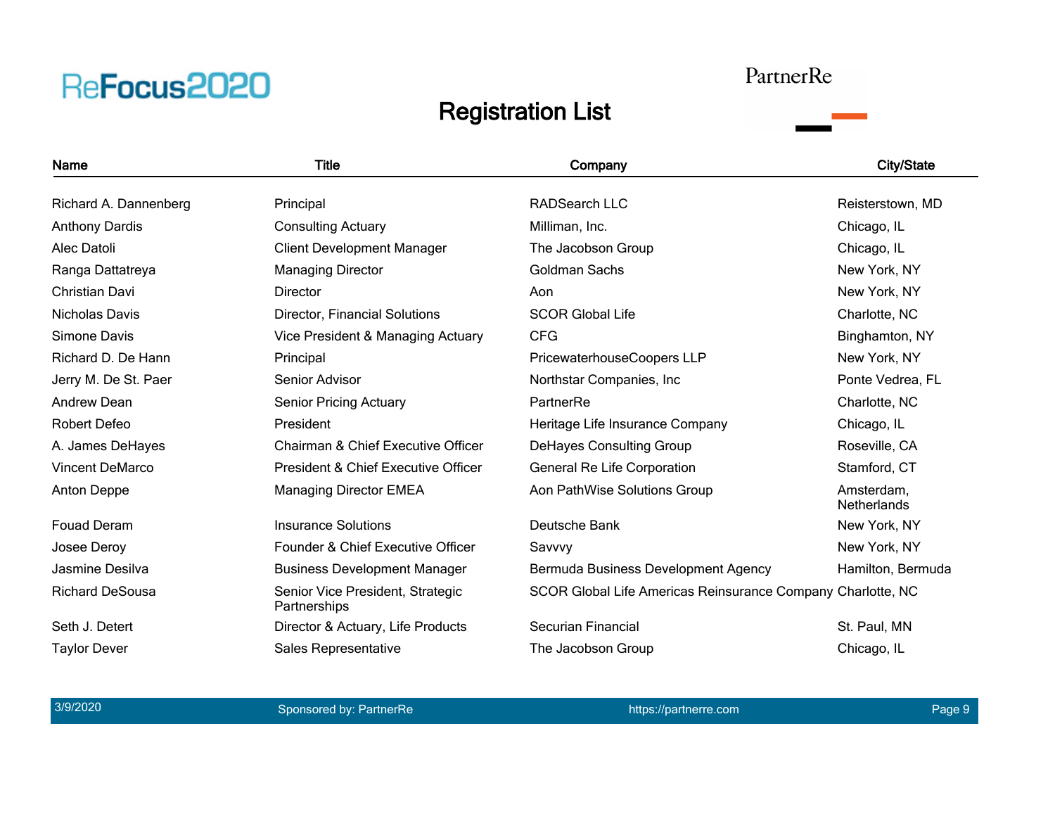# ReFocus2020

PartnerRe

## Registration List

| Name | Title | Company | City/State |
|---|---|---|---|
| Richard A. Dannenberg | Principal | RADSearch LLC | Reisterstown, MD |
| Anthony Dardis | Consulting Actuary | Milliman, Inc. | Chicago, IL |
| Alec Datoli | Client Development Manager | The Jacobson Group | Chicago, IL |
| Ranga Dattatreya | Managing Director | Goldman Sachs | New York, NY |
| Christian Davi | Director | Aon | New York, NY |
| Nicholas Davis | Director, Financial Solutions | SCOR Global Life | Charlotte, NC |
| Simone Davis | Vice President & Managing Actuary | CFG | Binghamton, NY |
| Richard D. De Hann | Principal | PricewaterhouseCoopers LLP | New York, NY |
| Jerry M. De St. Paer | Senior Advisor | Northstar Companies, Inc | Ponte Vedrea, FL |
| Andrew Dean | Senior Pricing Actuary | PartnerRe | Charlotte, NC |
| Robert Defeo | President | Heritage Life Insurance Company | Chicago, IL |
| A. James DeHayes | Chairman & Chief Executive Officer | DeHayes Consulting Group | Roseville, CA |
| Vincent DeMarco | President & Chief Executive Officer | General Re Life Corporation | Stamford, CT |
| Anton Deppe | Managing Director EMEA | Aon PathWise Solutions Group | Amsterdam, Netherlands |
| Fouad Deram | Insurance Solutions | Deutsche Bank | New York, NY |
| Josee Deroy | Founder & Chief Executive Officer | Savvvy | New York, NY |
| Jasmine Desilva | Business Development Manager | Bermuda Business Development Agency | Hamilton, Bermuda |
| Richard DeSousa | Senior Vice President, Strategic Partnerships | SCOR Global Life Americas Reinsurance Company | Charlotte, NC |
| Seth J. Detert | Director & Actuary, Life Products | Securian Financial | St. Paul, MN |
| Taylor Dever | Sales Representative | The Jacobson Group | Chicago, IL |

3/9/2020 Sponsored by: PartnerRe https://partnerre.com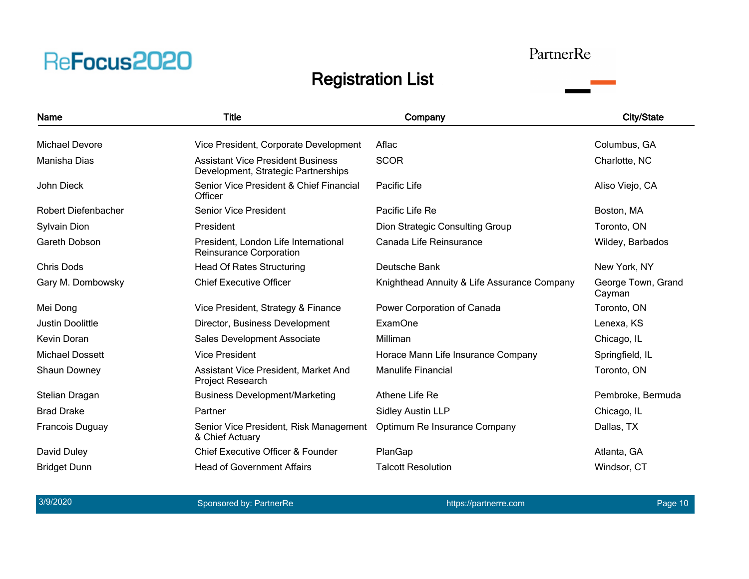# Registration List

| Name | Title | Company | City/State |
|---|---|---|---|
| Michael Devore | Vice President, Corporate Development | Aflac | Columbus, GA |
| Manisha Dias | Assistant Vice President Business Development, Strategic Partnerships | SCOR | Charlotte, NC |
| John Dieck | Senior Vice President & Chief Financial Officer | Pacific Life | Aliso Viejo, CA |
| Robert Diefenbacher | Senior Vice President | Pacific Life Re | Boston, MA |
| Sylvain Dion | President | Dion Strategic Consulting Group | Toronto, ON |
| Gareth Dobson | President, London Life International Reinsurance Corporation | Canada Life Reinsurance | Wildey, Barbados |
| Chris Dods | Head Of Rates Structuring | Deutsche Bank | New York, NY |
| Gary M. Dombowsky | Chief Executive Officer | Knighthead Annuity & Life Assurance Company | George Town, Grand Cayman |
| Mei Dong | Vice President, Strategy & Finance | Power Corporation of Canada | Toronto, ON |
| Justin Doolittle | Director, Business Development | ExamOne | Lenexa, KS |
| Kevin Doran | Sales Development Associate | Milliman | Chicago, IL |
| Michael Dossett | Vice President | Horace Mann Life Insurance Company | Springfield, IL |
| Shaun Downey | Assistant Vice President, Market And Project Research | Manulife Financial | Toronto, ON |
| Stelian Dragan | Business Development/Marketing | Athene Life Re | Pembroke, Bermuda |
| Brad Drake | Partner | Sidley Austin LLP | Chicago, IL |
| Francois Duguay | Senior Vice President, Risk Management & Chief Actuary | Optimum Re Insurance Company | Dallas, TX |
| David Duley | Chief Executive Officer & Founder | PlanGap | Atlanta, GA |
| Bridget Dunn | Head of Government Affairs | Talcott Resolution | Windsor, CT |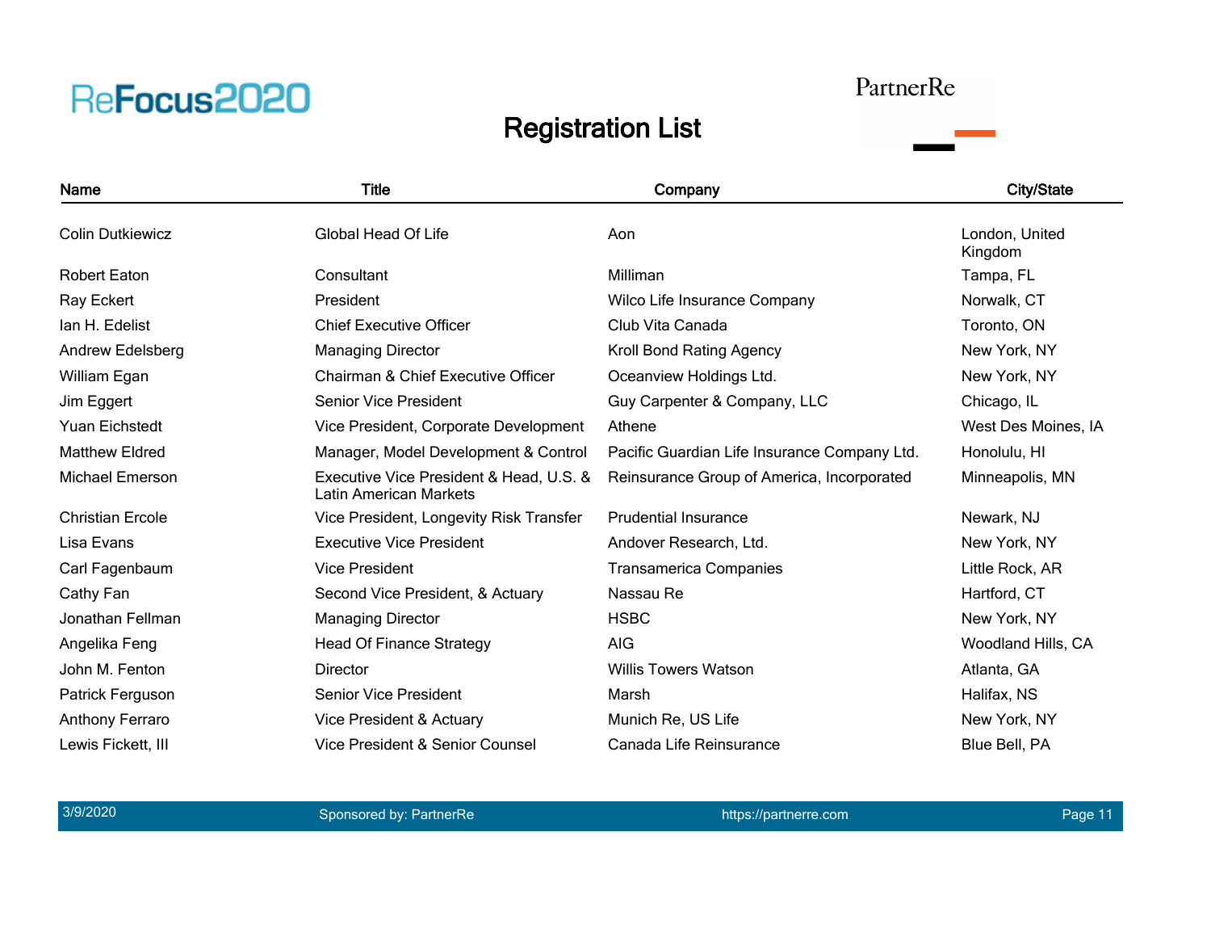# Registration List

| Name | Title | Company | City/State |
|---|---|---|---|
| Colin Dutkiewicz | Global Head Of Life | Aon | London, United Kingdom |
| Robert Eaton | Consultant | Milliman | Tampa, FL |
| Ray Eckert | President | Wilco Life Insurance Company | Norwalk, CT |
| Ian H. Edelist | Chief Executive Officer | Club Vita Canada | Toronto, ON |
| Andrew Edelsberg | Managing Director | Kroll Bond Rating Agency | New York, NY |
| William Egan | Chairman & Chief Executive Officer | Oceanview Holdings Ltd. | New York, NY |
| Jim Eggert | Senior Vice President | Guy Carpenter & Company, LLC | Chicago, IL |
| Yuan Eichstedt | Vice President, Corporate Development | Athene | West Des Moines, IA |
| Matthew Eldred | Manager, Model Development & Control | Pacific Guardian Life Insurance Company Ltd. | Honolulu, HI |
| Michael Emerson | Executive Vice President & Head, U.S. & Latin American Markets | Reinsurance Group of America, Incorporated | Minneapolis, MN |
| Christian Ercole | Vice President, Longevity Risk Transfer | Prudential Insurance | Newark, NJ |
| Lisa Evans | Executive Vice President | Andover Research, Ltd. | New York, NY |
| Carl Fagenbaum | Vice President | Transamerica Companies | Little Rock, AR |
| Cathy Fan | Second Vice President, & Actuary | Nassau Re | Hartford, CT |
| Jonathan Fellman | Managing Director | HSBC | New York, NY |
| Angelika Feng | Head Of Finance Strategy | AIG | Woodland Hills, CA |
| John M. Fenton | Director | Willis Towers Watson | Atlanta, GA |
| Patrick Ferguson | Senior Vice President | Marsh | Halifax, NS |
| Anthony Ferraro | Vice President & Actuary | Munich Re, US Life | New York, NY |
| Lewis Fickett, III | Vice President & Senior Counsel | Canada Life Reinsurance | Blue Bell, PA |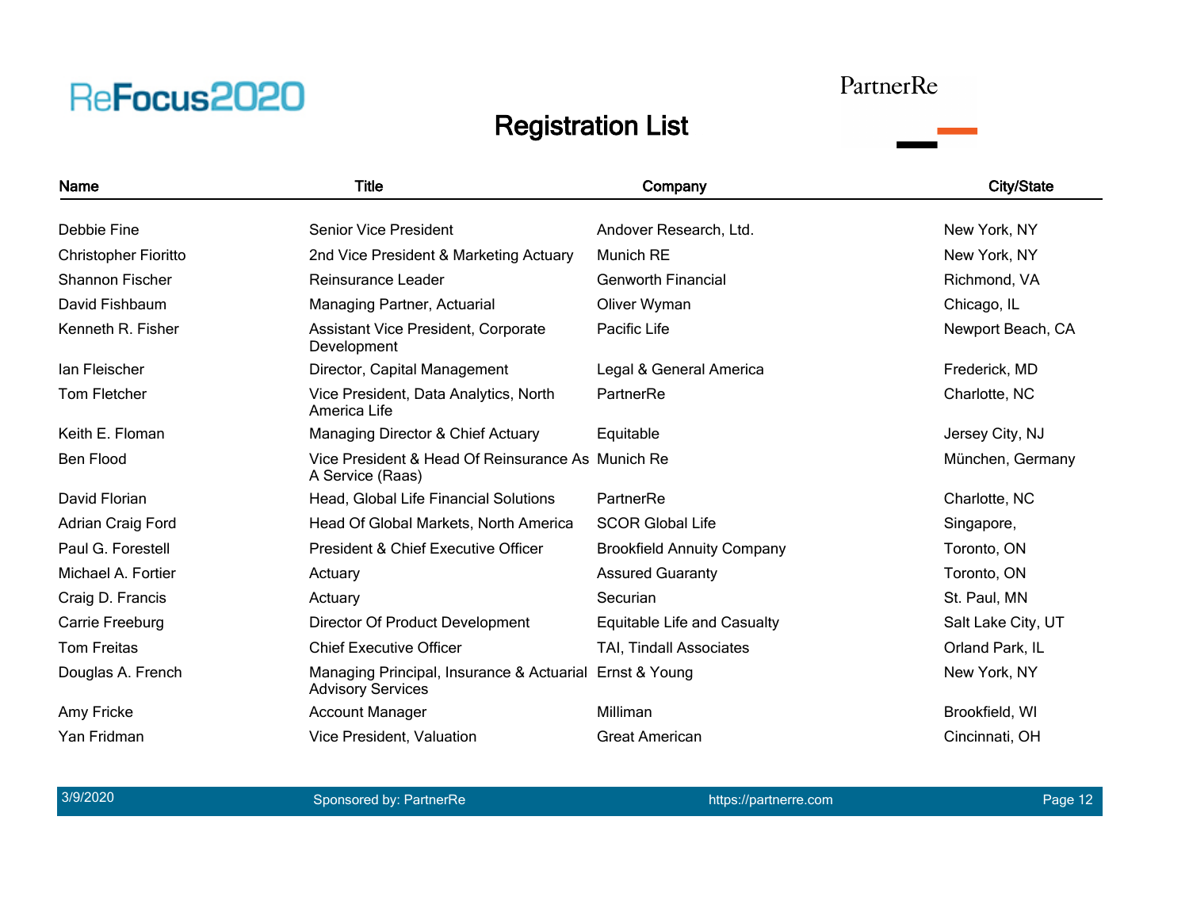# Registration List

| Name | Title | Company | City/State |
|---|---|---|---|
| Debbie Fine | Senior Vice President | Andover Research, Ltd. | New York, NY |
| Christopher Fioritto | 2nd Vice President & Marketing Actuary | Munich RE | New York, NY |
| Shannon Fischer | Reinsurance Leader | Genworth Financial | Richmond, VA |
| David Fishbaum | Managing Partner, Actuarial | Oliver Wyman | Chicago, IL |
| Kenneth R. Fisher | Assistant Vice President, Corporate Development | Pacific Life | Newport Beach, CA |
| Ian Fleischer | Director, Capital Management | Legal & General America | Frederick, MD |
| Tom Fletcher | Vice President, Data Analytics, North America Life | PartnerRe | Charlotte, NC |
| Keith E. Floman | Managing Director & Chief Actuary | Equitable | Jersey City, NJ |
| Ben Flood | Vice President & Head Of Reinsurance As A Service (Raas) | Munich Re | München, Germany |
| David Florian | Head, Global Life Financial Solutions | PartnerRe | Charlotte, NC |
| Adrian Craig Ford | Head Of Global Markets, North America | SCOR Global Life | Singapore, |
| Paul G. Forestell | President & Chief Executive Officer | Brookfield Annuity Company | Toronto, ON |
| Michael A. Fortier | Actuary | Assured Guaranty | Toronto, ON |
| Craig D. Francis | Actuary | Securian | St. Paul, MN |
| Carrie Freeburg | Director Of Product Development | Equitable Life and Casualty | Salt Lake City, UT |
| Tom Freitas | Chief Executive Officer | TAI, Tindall Associates | Orland Park, IL |
| Douglas A. French | Managing Principal, Insurance & Actuarial Advisory Services | Ernst & Young | New York, NY |
| Amy Fricke | Account Manager | Milliman | Brookfield, WI |
| Yan Fridman | Vice President, Valuation | Great American | Cincinnati, OH |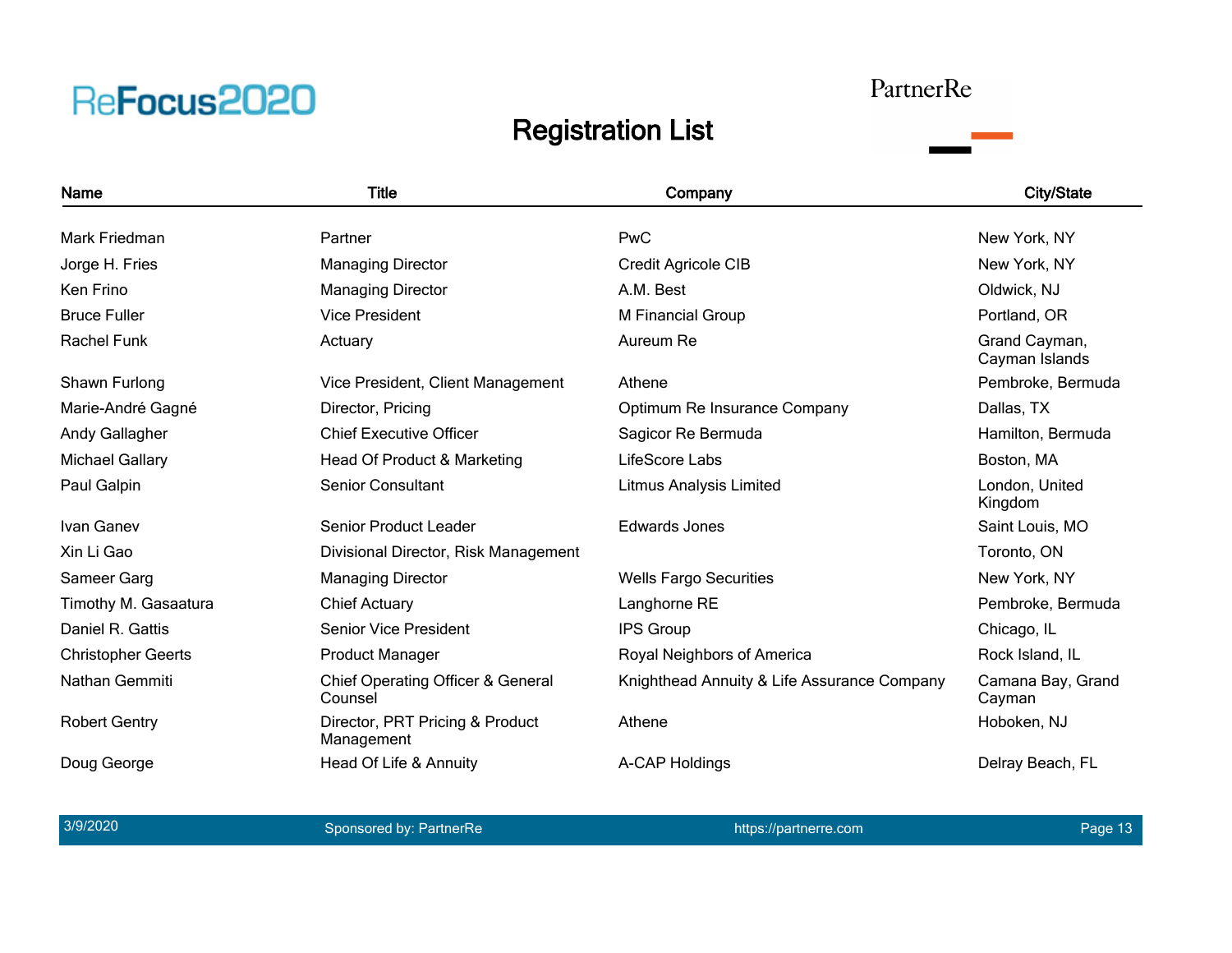# Registration List

| Name | Title | Company | City/State |
|---|---|---|---|
| Mark Friedman | Partner | PwC | New York, NY |
| Jorge H. Fries | Managing Director | Credit Agricole CIB | New York, NY |
| Ken Frino | Managing Director | A.M. Best | Oldwick, NJ |
| Bruce Fuller | Vice President | M Financial Group | Portland, OR |
| Rachel Funk | Actuary | Aureum Re | Grand Cayman, Cayman Islands |
| Shawn Furlong | Vice President, Client Management | Athene | Pembroke, Bermuda |
| Marie-André Gagné | Director, Pricing | Optimum Re Insurance Company | Dallas, TX |
| Andy Gallagher | Chief Executive Officer | Sagicor Re Bermuda | Hamilton, Bermuda |
| Michael Gallary | Head Of Product & Marketing | LifeScore Labs | Boston, MA |
| Paul Galpin | Senior Consultant | Litmus Analysis Limited | London, United Kingdom |
| Ivan Ganev | Senior Product Leader | Edwards Jones | Saint Louis, MO |
| Xin Li Gao | Divisional Director, Risk Management | | Toronto, ON |
| Sameer Garg | Managing Director | Wells Fargo Securities | New York, NY |
| Timothy M. Gasaatura | Chief Actuary | Langhorne RE | Pembroke, Bermuda |
| Daniel R. Gattis | Senior Vice President | IPS Group | Chicago, IL |
| Christopher Geerts | Product Manager | Royal Neighbors of America | Rock Island, IL |
| Nathan Gemmiti | Chief Operating Officer & General Counsel | Knighthead Annuity & Life Assurance Company | Camana Bay, Grand Cayman |
| Robert Gentry | Director, PRT Pricing & Product Management | Athene | Hoboken, NJ |
| Doug George | Head Of Life & Annuity | A-CAP Holdings | Delray Beach, FL |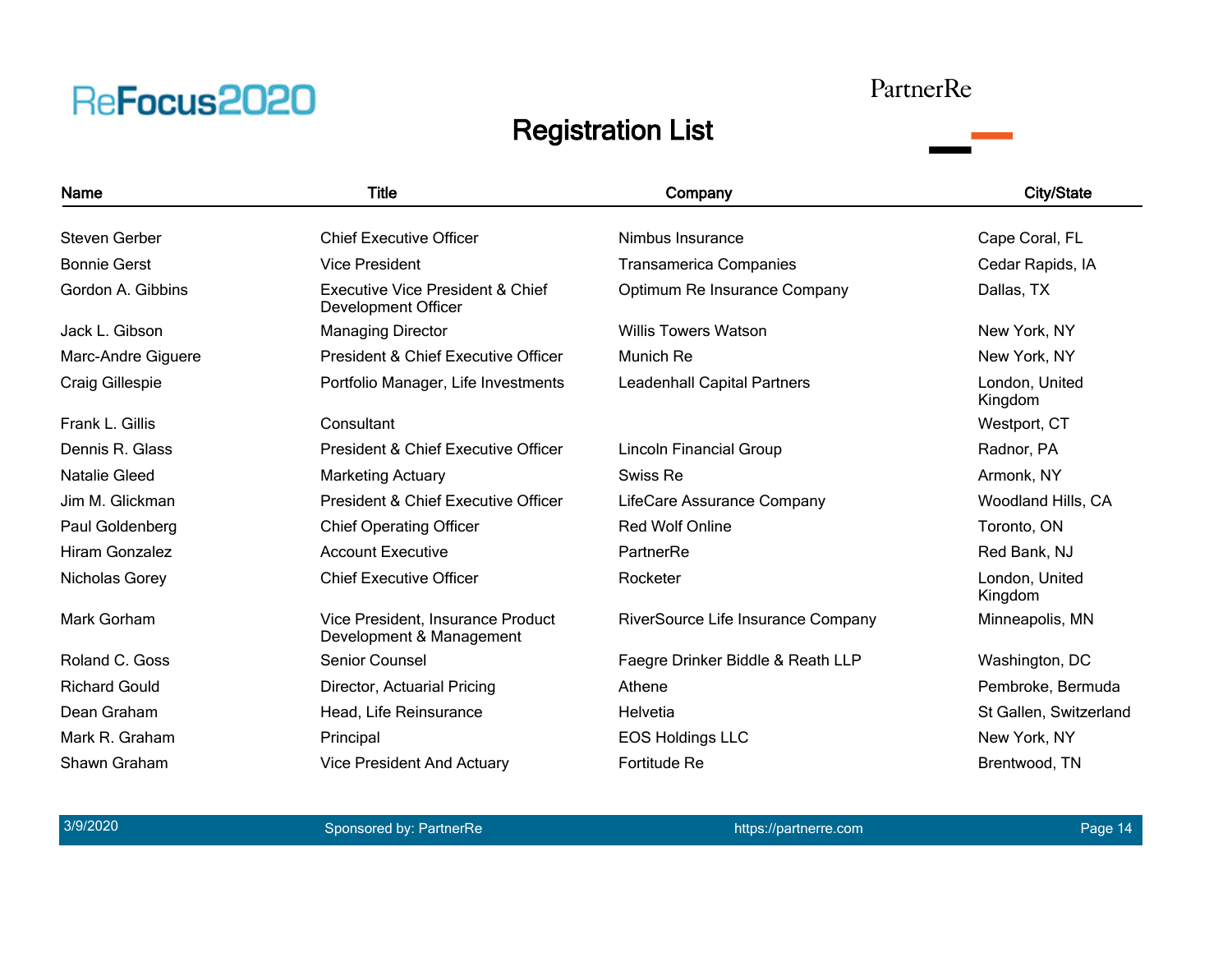ReFocus2020

PartnerRe

# Registration List

| Name | Title | Company | City/State |
|---|---|---|---|
| Steven Gerber | Chief Executive Officer | Nimbus Insurance | Cape Coral, FL |
| Bonnie Gerst | Vice President | Transamerica Companies | Cedar Rapids, IA |
| Gordon A. Gibbins | Executive Vice President & Chief Development Officer | Optimum Re Insurance Company | Dallas, TX |
| Jack L. Gibson | Managing Director | Willis Towers Watson | New York, NY |
| Marc-Andre Giguere | President & Chief Executive Officer | Munich Re | New York, NY |
| Craig Gillespie | Portfolio Manager, Life Investments | Leadenhall Capital Partners | London, United Kingdom |
| Frank L. Gillis | Consultant | | Westport, CT |
| Dennis R. Glass | President & Chief Executive Officer | Lincoln Financial Group | Radnor, PA |
| Natalie Gleed | Marketing Actuary | Swiss Re | Armonk, NY |
| Jim M. Glickman | President & Chief Executive Officer | LifeCare Assurance Company | Woodland Hills, CA |
| Paul Goldenberg | Chief Operating Officer | Red Wolf Online | Toronto, ON |
| Hiram Gonzalez | Account Executive | PartnerRe | Red Bank, NJ |
| Nicholas Gorey | Chief Executive Officer | Rocketer | London, United Kingdom |
| Mark Gorham | Vice President, Insurance Product Development & Management | RiverSource Life Insurance Company | Minneapolis, MN |
| Roland C. Goss | Senior Counsel | Faegre Drinker Biddle & Reath LLP | Washington, DC |
| Richard Gould | Director, Actuarial Pricing | Athene | Pembroke, Bermuda |
| Dean Graham | Head, Life Reinsurance | Helvetia | St Gallen, Switzerland |
| Mark R. Graham | Principal | EOS Holdings LLC | New York, NY |
| Shawn Graham | Vice President And Actuary | Fortitude Re | Brentwood, TN |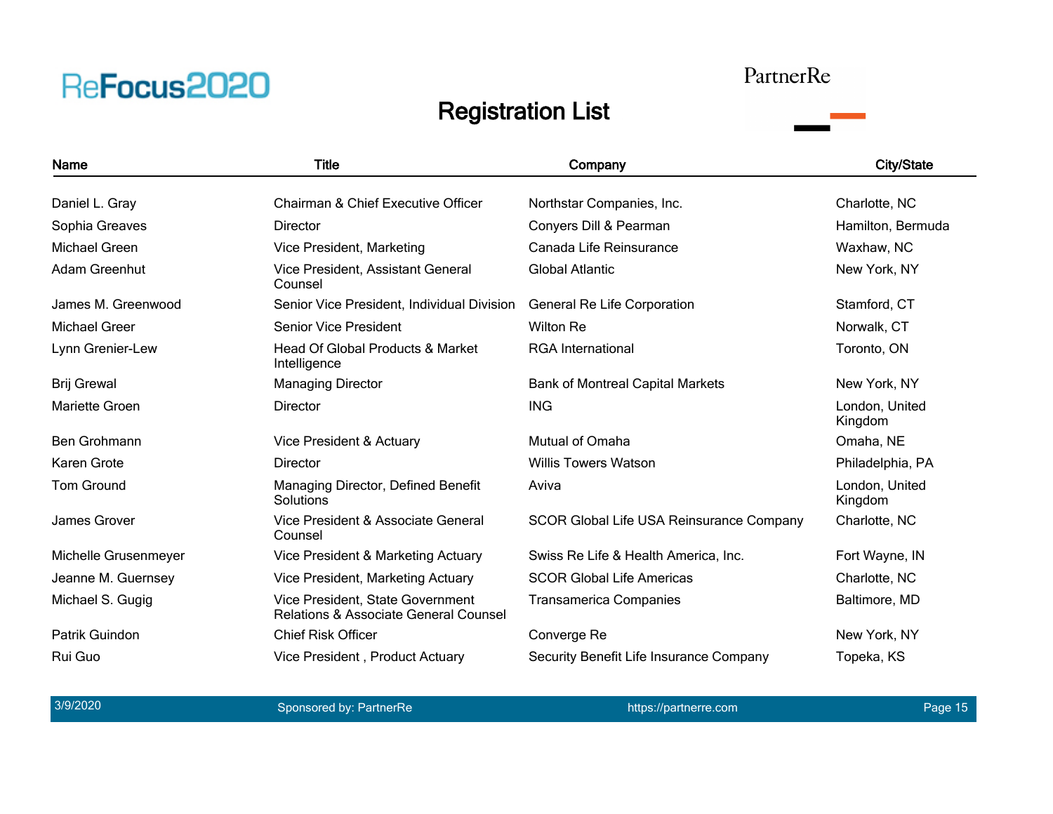ReFocus2020

PartnerRe

# Registration List

| Name | Title | Company | City/State |
|---|---|---|---|
| Daniel L. Gray | Chairman & Chief Executive Officer | Northstar Companies, Inc. | Charlotte, NC |
| Sophia Greaves | Director | Conyers Dill & Pearman | Hamilton, Bermuda |
| Michael Green | Vice President, Marketing | Canada Life Reinsurance | Waxhaw, NC |
| Adam Greenhut | Vice President, Assistant General Counsel | Global Atlantic | New York, NY |
| James M. Greenwood | Senior Vice President, Individual Division | General Re Life Corporation | Stamford, CT |
| Michael Greer | Senior Vice President | Wilton Re | Norwalk, CT |
| Lynn Grenier-Lew | Head Of Global Products & Market Intelligence | RGA International | Toronto, ON |
| Brij Grewal | Managing Director | Bank of Montreal Capital Markets | New York, NY |
| Mariette Groen | Director | ING | London, United Kingdom |
| Ben Grohmann | Vice President & Actuary | Mutual of Omaha | Omaha, NE |
| Karen Grote | Director | Willis Towers Watson | Philadelphia, PA |
| Tom Ground | Managing Director, Defined Benefit Solutions | Aviva | London, United Kingdom |
| James Grover | Vice President & Associate General Counsel | SCOR Global Life USA Reinsurance Company | Charlotte, NC |
| Michelle Grusenmeyer | Vice President & Marketing Actuary | Swiss Re Life & Health America, Inc. | Fort Wayne, IN |
| Jeanne M. Guernsey | Vice President, Marketing Actuary | SCOR Global Life Americas | Charlotte, NC |
| Michael S. Gugig | Vice President, State Government Relations & Associate General Counsel | Transamerica Companies | Baltimore, MD |
| Patrik Guindon | Chief Risk Officer | Converge Re | New York, NY |
| Rui Guo | Vice President , Product Actuary | Security Benefit Life Insurance Company | Topeka, KS |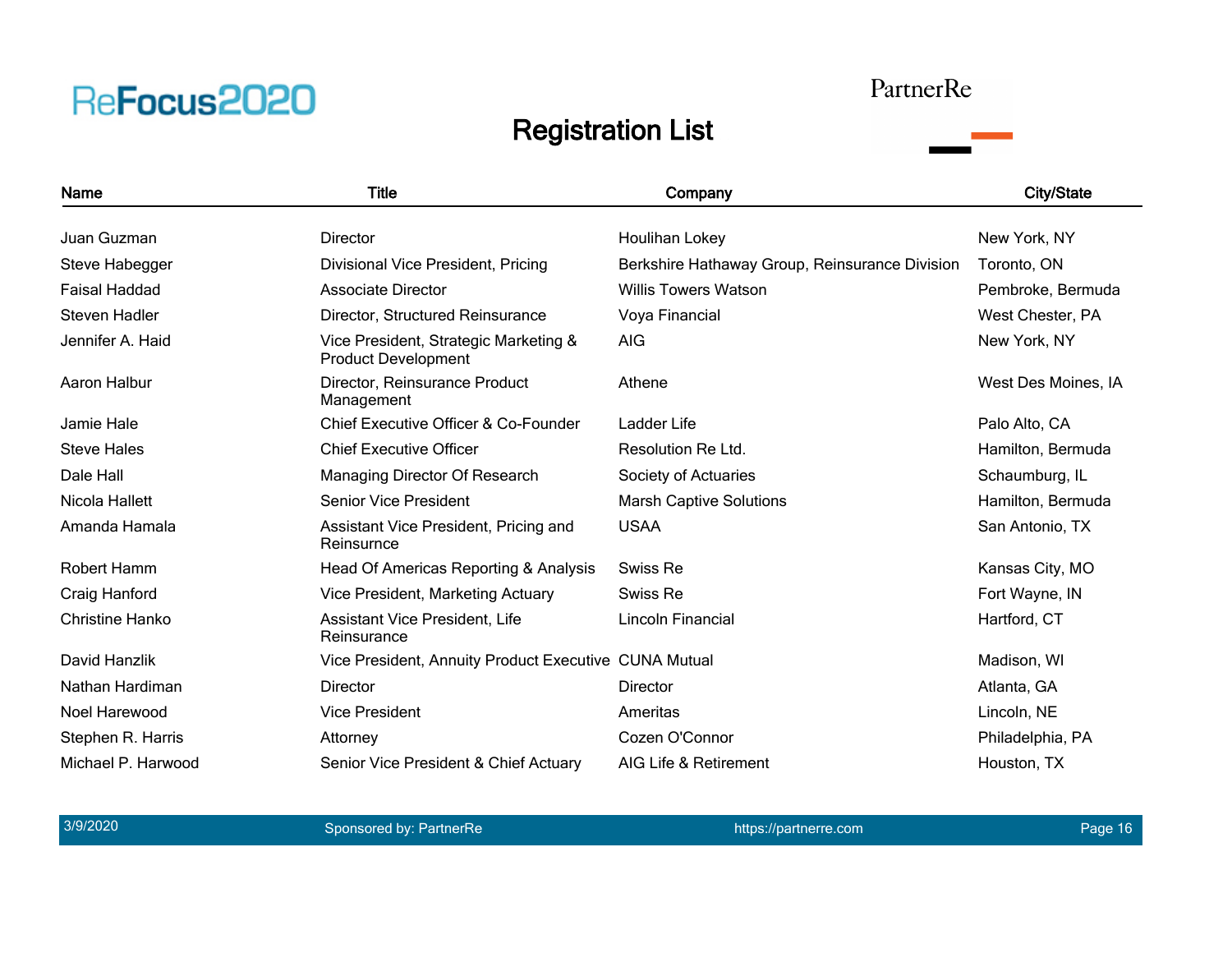ReFocus2020

PartnerRe

# Registration List

| Name | Title | Company | City/State |
|---|---|---|---|
| Juan Guzman | Director | Houlihan Lokey | New York, NY |
| Steve Habegger | Divisional Vice President, Pricing | Berkshire Hathaway Group, Reinsurance Division | Toronto, ON |
| Faisal Haddad | Associate Director | Willis Towers Watson | Pembroke, Bermuda |
| Steven Hadler | Director, Structured Reinsurance | Voya Financial | West Chester, PA |
| Jennifer A. Haid | Vice President, Strategic Marketing & Product Development | AIG | New York, NY |
| Aaron Halbur | Director, Reinsurance Product Management | Athene | West Des Moines, IA |
| Jamie Hale | Chief Executive Officer & Co-Founder | Ladder Life | Palo Alto, CA |
| Steve Hales | Chief Executive Officer | Resolution Re Ltd. | Hamilton, Bermuda |
| Dale Hall | Managing Director Of Research | Society of Actuaries | Schaumburg, IL |
| Nicola Hallett | Senior Vice President | Marsh Captive Solutions | Hamilton, Bermuda |
| Amanda Hamala | Assistant Vice President, Pricing and Reinsurnce | USAA | San Antonio, TX |
| Robert Hamm | Head Of Americas Reporting & Analysis | Swiss Re | Kansas City, MO |
| Craig Hanford | Vice President, Marketing Actuary | Swiss Re | Fort Wayne, IN |
| Christine Hanko | Assistant Vice President, Life Reinsurance | Lincoln Financial | Hartford, CT |
| David Hanzlik | Vice President, Annuity Product Executive | CUNA Mutual | Madison, WI |
| Nathan Hardiman | Director | Director | Atlanta, GA |
| Noel Harewood | Vice President | Ameritas | Lincoln, NE |
| Stephen R. Harris | Attorney | Cozen O'Connor | Philadelphia, PA |
| Michael P. Harwood | Senior Vice President & Chief Actuary | AIG Life & Retirement | Houston, TX |

3/9/2020 Sponsored by: PartnerRe https://partnerre.com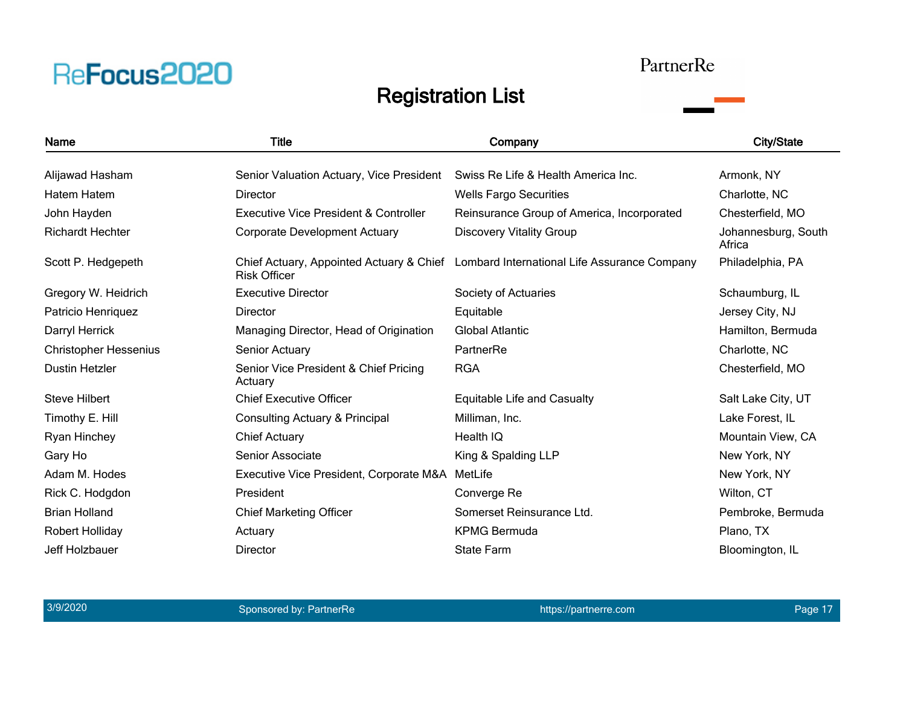# Registration List

| Name | Title | Company | City/State |
|---|---|---|---|
| Alijawad Hasham | Senior Valuation Actuary, Vice President | Swiss Re Life & Health America Inc. | Armonk, NY |
| Hatem Hatem | Director | Wells Fargo Securities | Charlotte, NC |
| John Hayden | Executive Vice President & Controller | Reinsurance Group of America, Incorporated | Chesterfield, MO |
| Richardt Hechter | Corporate Development Actuary | Discovery Vitality Group | Johannesburg, South Africa |
| Scott P. Hedgepeth | Chief Actuary, Appointed Actuary & Chief Risk Officer | Lombard International Life Assurance Company | Philadelphia, PA |
| Gregory W. Heidrich | Executive Director | Society of Actuaries | Schaumburg, IL |
| Patricio Henriquez | Director | Equitable | Jersey City, NJ |
| Darryl Herrick | Managing Director, Head of Origination | Global Atlantic | Hamilton, Bermuda |
| Christopher Hessenius | Senior Actuary | PartnerRe | Charlotte, NC |
| Dustin Hetzler | Senior Vice President & Chief Pricing Actuary | RGA | Chesterfield, MO |
| Steve Hilbert | Chief Executive Officer | Equitable Life and Casualty | Salt Lake City, UT |
| Timothy E. Hill | Consulting Actuary & Principal | Milliman, Inc. | Lake Forest, IL |
| Ryan Hinchey | Chief Actuary | Health IQ | Mountain View, CA |
| Gary Ho | Senior Associate | King & Spalding LLP | New York, NY |
| Adam M. Hodes | Executive Vice President, Corporate M&A | MetLife | New York, NY |
| Rick C. Hodgdon | President | Converge Re | Wilton, CT |
| Brian Holland | Chief Marketing Officer | Somerset Reinsurance Ltd. | Pembroke, Bermuda |
| Robert Holliday | Actuary | KPMG Bermuda | Plano, TX |
| Jeff Holzbauer | Director | State Farm | Bloomington, IL |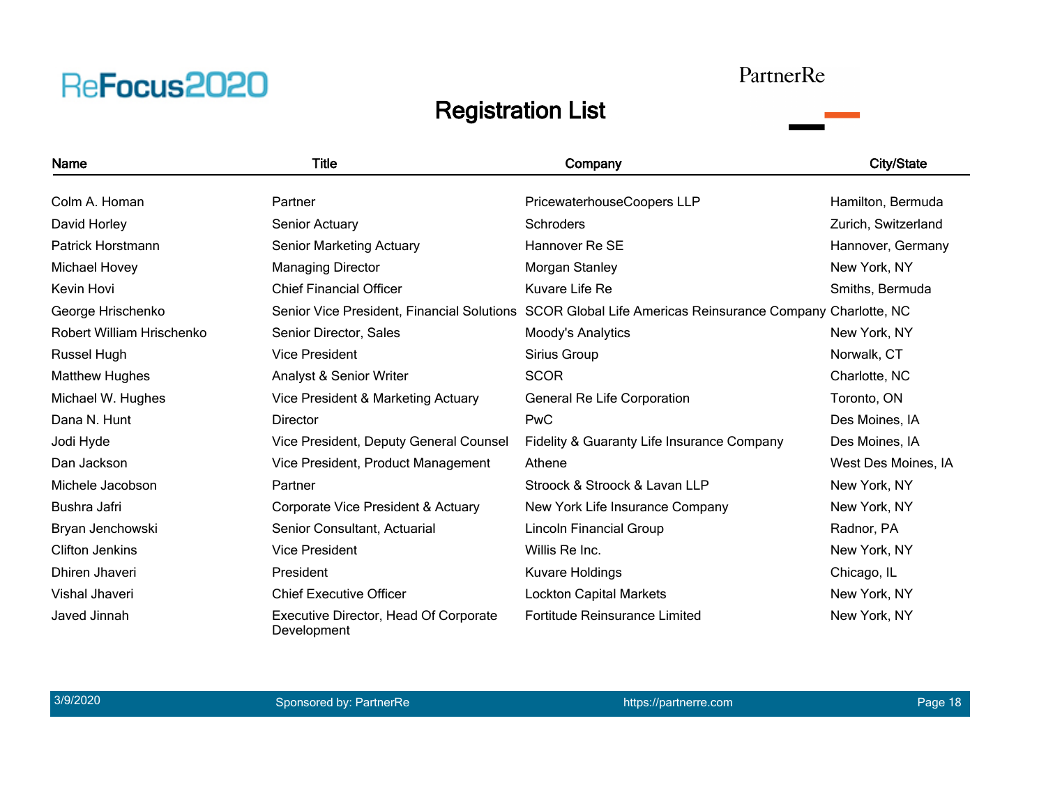# Registration List

| Name | Title | Company | City/State |
|---|---|---|---|
| Colm A. Homan | Partner | PricewaterhouseCoopers LLP | Hamilton, Bermuda |
| David Horley | Senior Actuary | Schroders | Zurich, Switzerland |
| Patrick Horstmann | Senior Marketing Actuary | Hannover Re SE | Hannover, Germany |
| Michael Hovey | Managing Director | Morgan Stanley | New York, NY |
| Kevin Hovi | Chief Financial Officer | Kuvare Life Re | Smiths, Bermuda |
| George Hrischenko | Senior Vice President, Financial Solutions | SCOR Global Life Americas Reinsurance Company | Charlotte, NC |
| Robert William Hrischenko | Senior Director, Sales | Moody's Analytics | New York, NY |
| Russel Hugh | Vice President | Sirius Group | Norwalk, CT |
| Matthew Hughes | Analyst & Senior Writer | SCOR | Charlotte, NC |
| Michael W. Hughes | Vice President & Marketing Actuary | General Re Life Corporation | Toronto, ON |
| Dana N. Hunt | Director | PwC | Des Moines, IA |
| Jodi Hyde | Vice President, Deputy General Counsel | Fidelity & Guaranty Life Insurance Company | Des Moines, IA |
| Dan Jackson | Vice President, Product Management | Athene | West Des Moines, IA |
| Michele Jacobson | Partner | Stroock & Stroock & Lavan LLP | New York, NY |
| Bushra Jafri | Corporate Vice President & Actuary | New York Life Insurance Company | New York, NY |
| Bryan Jenchowski | Senior Consultant, Actuarial | Lincoln Financial Group | Radnor, PA |
| Clifton Jenkins | Vice President | Willis Re Inc. | New York, NY |
| Dhiren Jhaveri | President | Kuvare Holdings | Chicago, IL |
| Vishal Jhaveri | Chief Executive Officer | Lockton Capital Markets | New York, NY |
| Javed Jinnah | Executive Director, Head Of Corporate Development | Fortitude Reinsurance Limited | New York, NY |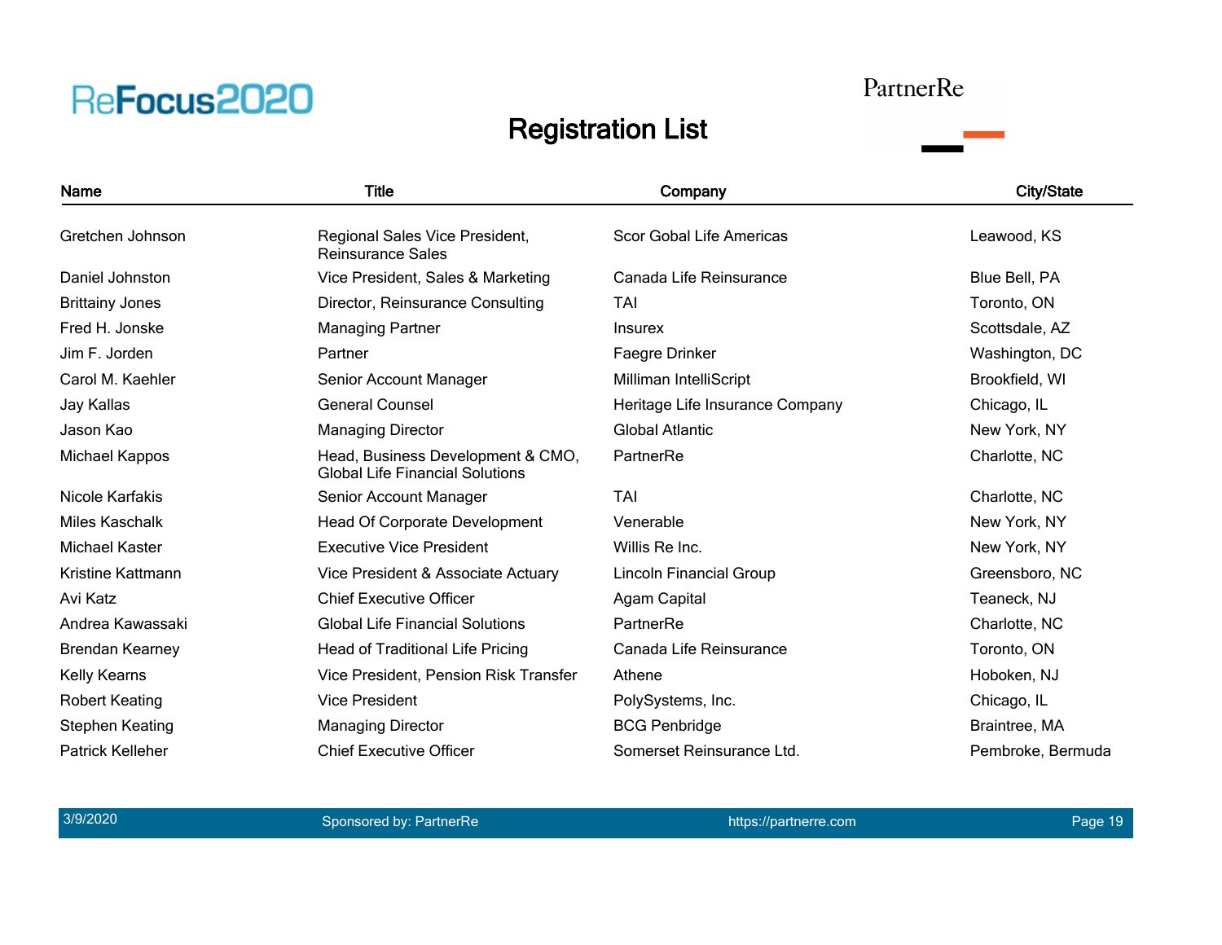# Registration List

| Name | Title | Company | City/State |
|---|---|---|---|
| Gretchen Johnson | Regional Sales Vice President, Reinsurance Sales | Scor Gobal Life Americas | Leawood, KS |
| Daniel Johnston | Vice President, Sales & Marketing | Canada Life Reinsurance | Blue Bell, PA |
| Brittainy Jones | Director, Reinsurance Consulting | TAI | Toronto, ON |
| Fred H. Jonske | Managing Partner | Insurex | Scottsdale, AZ |
| Jim F. Jorden | Partner | Faegre Drinker | Washington, DC |
| Carol M. Kaehler | Senior Account Manager | Milliman IntelliScript | Brookfield, WI |
| Jay Kallas | General Counsel | Heritage Life Insurance Company | Chicago, IL |
| Jason Kao | Managing Director | Global Atlantic | New York, NY |
| Michael Kappos | Head, Business Development & CMO, Global Life Financial Solutions | PartnerRe | Charlotte, NC |
| Nicole Karfakis | Senior Account Manager | TAI | Charlotte, NC |
| Miles Kaschalk | Head Of Corporate Development | Venerable | New York, NY |
| Michael Kaster | Executive Vice President | Willis Re Inc. | New York, NY |
| Kristine Kattmann | Vice President & Associate Actuary | Lincoln Financial Group | Greensboro, NC |
| Avi Katz | Chief Executive Officer | Agam Capital | Teaneck, NJ |
| Andrea Kawassaki | Global Life Financial Solutions | PartnerRe | Charlotte, NC |
| Brendan Kearney | Head of Traditional Life Pricing | Canada Life Reinsurance | Toronto, ON |
| Kelly Kearns | Vice President, Pension Risk Transfer | Athene | Hoboken, NJ |
| Robert Keating | Vice President | PolySystems, Inc. | Chicago, IL |
| Stephen Keating | Managing Director | BCG Penbridge | Braintree, MA |
| Patrick Kelleher | Chief Executive Officer | Somerset Reinsurance Ltd. | Pembroke, Bermuda |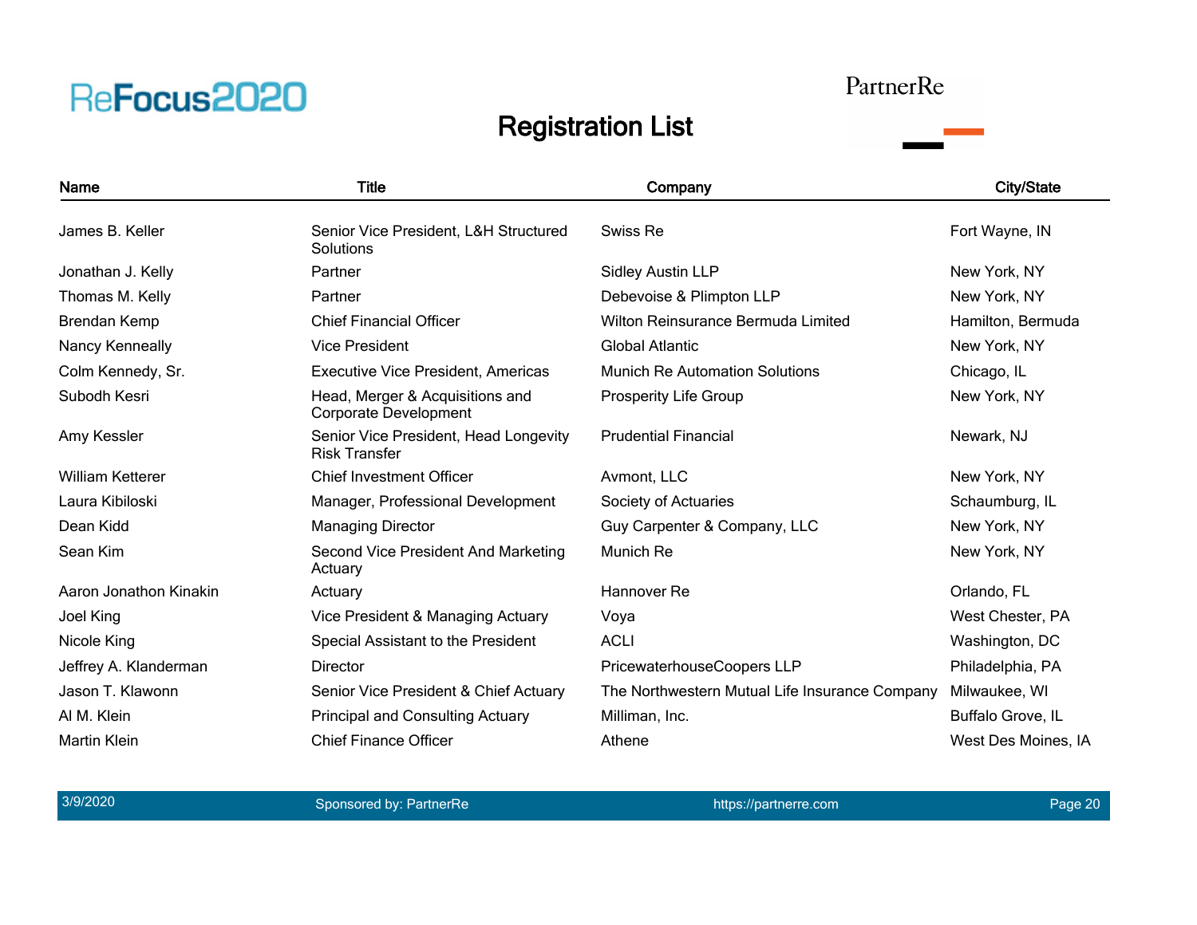| Name | Title | Company | City/State |
| --- | --- | --- | --- |
| James B. Keller | Senior Vice President, L&H Structured Solutions | Swiss Re | Fort Wayne, IN |
| Jonathan J. Kelly | Partner | Sidley Austin LLP | New York, NY |
| Thomas M. Kelly | Partner | Debevoise & Plimpton LLP | New York, NY |
| Brendan Kemp | Chief Financial Officer | Wilton Reinsurance Bermuda Limited | Hamilton, Bermuda |
| Nancy Kenneally | Vice President | Global Atlantic | New York, NY |
| Colm Kennedy, Sr. | Executive Vice President, Americas | Munich Re Automation Solutions | Chicago, IL |
| Subodh Kesri | Head, Merger & Acquisitions and Corporate Development | Prosperity Life Group | New York, NY |
| Amy Kessler | Senior Vice President, Head Longevity Risk Transfer | Prudential Financial | Newark, NJ |
| William Ketterer | Chief Investment Officer | Avmont, LLC | New York, NY |
| Laura Kibiloski | Manager, Professional Development | Society of Actuaries | Schaumburg, IL |
| Dean Kidd | Managing Director | Guy Carpenter & Company, LLC | New York, NY |
| Sean Kim | Second Vice President And Marketing Actuary | Munich Re | New York, NY |
| Aaron Jonathon Kinakin | Actuary | Hannover Re | Orlando, FL |
| Joel King | Vice President & Managing Actuary | Voya | West Chester, PA |
| Nicole King | Special Assistant to the President | ACLI | Washington, DC |
| Jeffrey A. Klanderman | Director | PricewaterhouseCoopers LLP | Philadelphia, PA |
| Jason T. Klawonn | Senior Vice President & Chief Actuary | The Northwestern Mutual Life Insurance Company | Milwaukee, WI |
| Al M. Klein | Principal and Consulting Actuary | Milliman, Inc. | Buffalo Grove, IL |
| Martin Klein | Chief Finance Officer | Athene | West Des Moines, IA |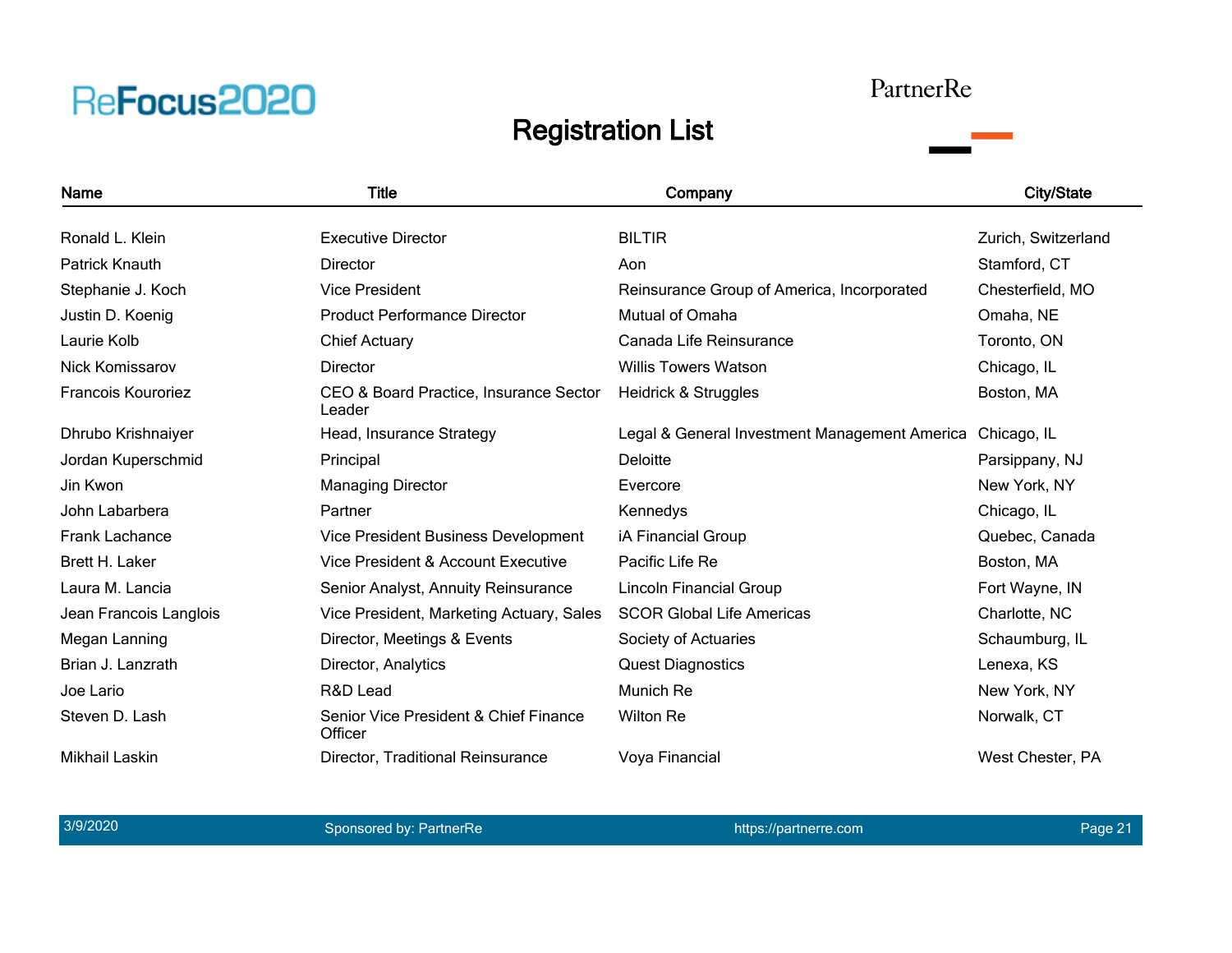# Registration List

| Name | Title | Company | City/State |
|---|---|---|---|
| Ronald L. Klein | Executive Director | BILTIR | Zurich, Switzerland |
| Patrick Knauth | Director | Aon | Stamford, CT |
| Stephanie J. Koch | Vice President | Reinsurance Group of America, Incorporated | Chesterfield, MO |
| Justin D. Koenig | Product Performance Director | Mutual of Omaha | Omaha, NE |
| Laurie Kolb | Chief Actuary | Canada Life Reinsurance | Toronto, ON |
| Nick Komissarov | Director | Willis Towers Watson | Chicago, IL |
| Francois Kouroriez | CEO & Board Practice, Insurance Sector Leader | Heidrick & Struggles | Boston, MA |
| Dhrubo Krishnaiyer | Head, Insurance Strategy | Legal & General Investment Management America | Chicago, IL |
| Jordan Kuperschmid | Principal | Deloitte | Parsippany, NJ |
| Jin Kwon | Managing Director | Evercore | New York, NY |
| John Labarbera | Partner | Kennedys | Chicago, IL |
| Frank Lachance | Vice President Business Development | iA Financial Group | Quebec, Canada |
| Brett H. Laker | Vice President & Account Executive | Pacific Life Re | Boston, MA |
| Laura M. Lancia | Senior Analyst, Annuity Reinsurance | Lincoln Financial Group | Fort Wayne, IN |
| Jean Francois Langlois | Vice President, Marketing Actuary, Sales | SCOR Global Life Americas | Charlotte, NC |
| Megan Lanning | Director, Meetings & Events | Society of Actuaries | Schaumburg, IL |
| Brian J. Lanzrath | Director, Analytics | Quest Diagnostics | Lenexa, KS |
| Joe Lario | R&D Lead | Munich Re | New York, NY |
| Steven D. Lash | Senior Vice President & Chief Finance Officer | Wilton Re | Norwalk, CT |
| Mikhail Laskin | Director, Traditional Reinsurance | Voya Financial | West Chester, PA |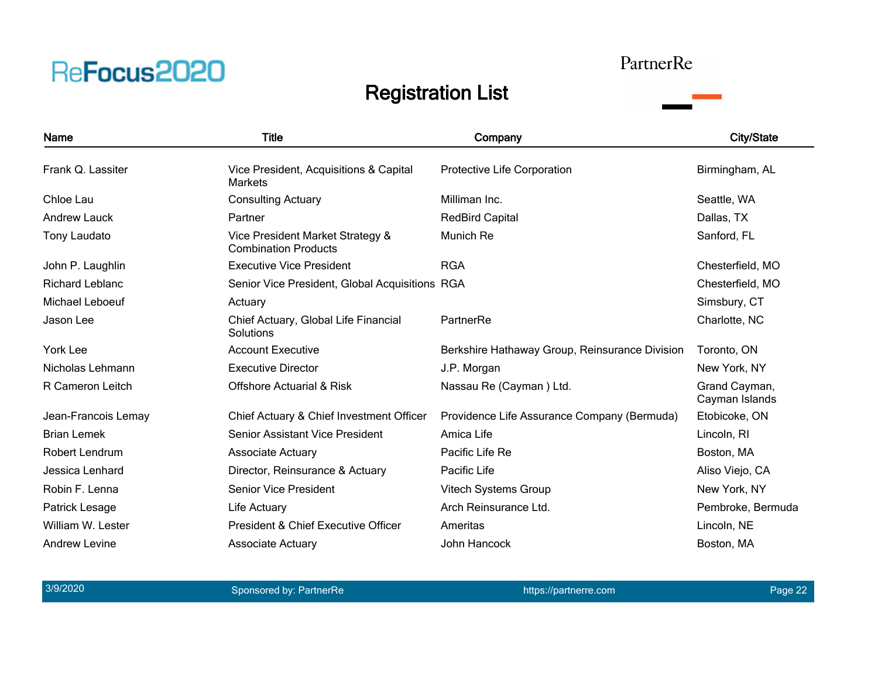# Registration List

| Name | Title | Company | City/State |
|---|---|---|---|
| Frank Q. Lassiter | Vice President, Acquisitions & Capital Markets | Protective Life Corporation | Birmingham, AL |
| Chloe Lau | Consulting Actuary | Milliman Inc. | Seattle, WA |
| Andrew Lauck | Partner | RedBird Capital | Dallas, TX |
| Tony Laudato | Vice President Market Strategy & Combination Products | Munich Re | Sanford, FL |
| John P. Laughlin | Executive Vice President | RGA | Chesterfield, MO |
| Richard Leblanc | Senior Vice President, Global Acquisitions | RGA | Chesterfield, MO |
| Michael Leboeuf | Actuary | | Simsbury, CT |
| Jason Lee | Chief Actuary, Global Life Financial Solutions | PartnerRe | Charlotte, NC |
| York Lee | Account Executive | Berkshire Hathaway Group, Reinsurance Division | Toronto, ON |
| Nicholas Lehmann | Executive Director | J.P. Morgan | New York, NY |
| R Cameron Leitch | Offshore Actuarial & Risk | Nassau Re (Cayman ) Ltd. | Grand Cayman, Cayman Islands |
| Jean-Francois Lemay | Chief Actuary & Chief Investment Officer | Providence Life Assurance Company (Bermuda) | Etobicoke, ON |
| Brian Lemek | Senior Assistant Vice President | Amica Life | Lincoln, RI |
| Robert Lendrum | Associate Actuary | Pacific Life Re | Boston, MA |
| Jessica Lenhard | Director, Reinsurance & Actuary | Pacific Life | Aliso Viejo, CA |
| Robin F. Lenna | Senior Vice President | Vitech Systems Group | New York, NY |
| Patrick Lesage | Life Actuary | Arch Reinsurance Ltd. | Pembroke, Bermuda |
| William W. Lester | President & Chief Executive Officer | Ameritas | Lincoln, NE |
| Andrew Levine | Associate Actuary | John Hancock | Boston, MA |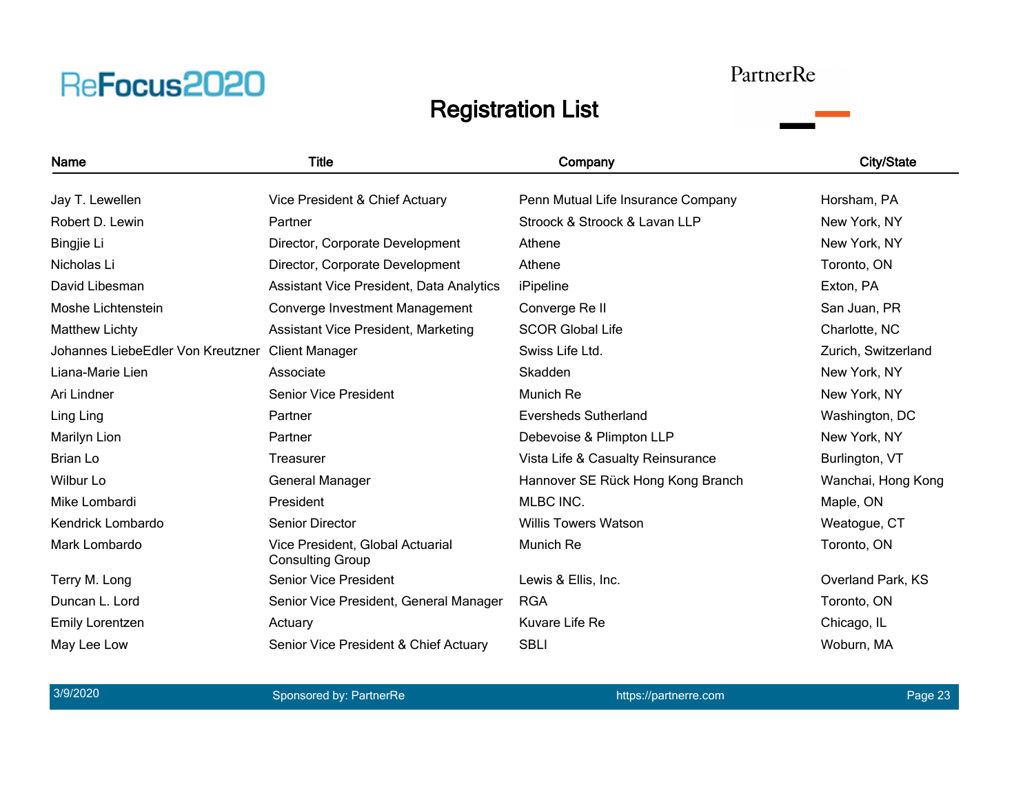ReFocus2020

PartnerRe

# Registration List

| Name | Title | Company | City/State |
| --- | --- | --- | --- |
| Jay T. Lewellen | Vice President & Chief Actuary | Penn Mutual Life Insurance Company | Horsham, PA |
| Robert D. Lewin | Partner | Stroock & Stroock & Lavan LLP | New York, NY |
| Bingjie Li | Director, Corporate Development | Athene | New York, NY |
| Nicholas Li | Director, Corporate Development | Athene | Toronto, ON |
| David Libesman | Assistant Vice President, Data Analytics | iPipeline | Exton, PA |
| Moshe Lichtenstein | Converge Investment Management | Converge Re II | San Juan, PR |
| Matthew Lichty | Assistant Vice President, Marketing | SCOR Global Life | Charlotte, NC |
| Johannes LiebeEdler Von Kreutzner | Client Manager | Swiss Life Ltd. | Zurich, Switzerland |
| Liana-Marie Lien | Associate | Skadden | New York, NY |
| Ari Lindner | Senior Vice President | Munich Re | New York, NY |
| Ling Ling | Partner | Eversheds Sutherland | Washington, DC |
| Marilyn Lion | Partner | Debevoise & Plimpton LLP | New York, NY |
| Brian Lo | Treasurer | Vista Life & Casualty Reinsurance | Burlington, VT |
| Wilbur Lo | General Manager | Hannover SE Rück Hong Kong Branch | Wanchai, Hong Kong |
| Mike Lombardi | President | MLBC INC. | Maple, ON |
| Kendrick Lombardo | Senior Director | Willis Towers Watson | Weatogue, CT |
| Mark Lombardo | Vice President, Global Actuarial Consulting Group | Munich Re | Toronto, ON |
| Terry M. Long | Senior Vice President | Lewis & Ellis, Inc. | Overland Park, KS |
| Duncan L. Lord | Senior Vice President, General Manager | RGA | Toronto, ON |
| Emily Lorentzen | Actuary | Kuvare Life Re | Chicago, IL |
| May Lee Low | Senior Vice President & Chief Actuary | SBLI | Woburn, MA |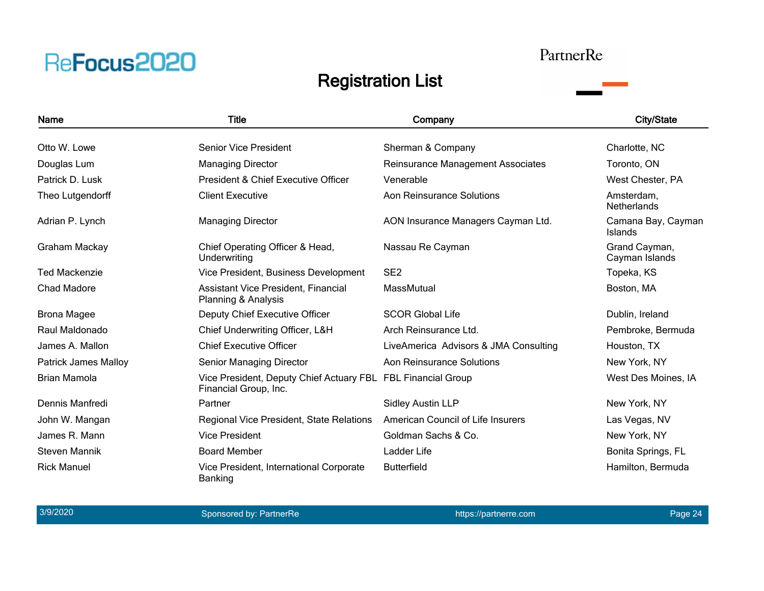# Registration List

| Name | Title | Company | City/State |
|---|---|---|---|
| Otto W. Lowe | Senior Vice President | Sherman & Company | Charlotte, NC |
| Douglas Lum | Managing Director | Reinsurance Management Associates | Toronto, ON |
| Patrick D. Lusk | President & Chief Executive Officer | Venerable | West Chester, PA |
| Theo Lutgendorff | Client Executive | Aon Reinsurance Solutions | Amsterdam, Netherlands |
| Adrian P. Lynch | Managing Director | AON Insurance Managers Cayman Ltd. | Camana Bay, Cayman Islands |
| Graham Mackay | Chief Operating Officer & Head, Underwriting | Nassau Re Cayman | Grand Cayman, Cayman Islands |
| Ted Mackenzie | Vice President, Business Development | SE2 | Topeka, KS |
| Chad Madore | Assistant Vice President, Financial Planning & Analysis | MassMutual | Boston, MA |
| Brona Magee | Deputy Chief Executive Officer | SCOR Global Life | Dublin, Ireland |
| Raul Maldonado | Chief Underwriting Officer, L&H | Arch Reinsurance Ltd. | Pembroke, Bermuda |
| James A. Mallon | Chief Executive Officer | LiveAmerica Advisors & JMA Consulting | Houston, TX |
| Patrick James Malloy | Senior Managing Director | Aon Reinsurance Solutions | New York, NY |
| Brian Mamola | Vice President, Deputy Chief Actuary FBL Financial Group, Inc. | FBL Financial Group | West Des Moines, IA |
| Dennis Manfredi | Partner | Sidley Austin LLP | New York, NY |
| John W. Mangan | Regional Vice President, State Relations | American Council of Life Insurers | Las Vegas, NV |
| James R. Mann | Vice President | Goldman Sachs & Co. | New York, NY |
| Steven Mannik | Board Member | Ladder Life | Bonita Springs, FL |
| Rick Manuel | Vice President, International Corporate Banking | Butterfield | Hamilton, Bermuda |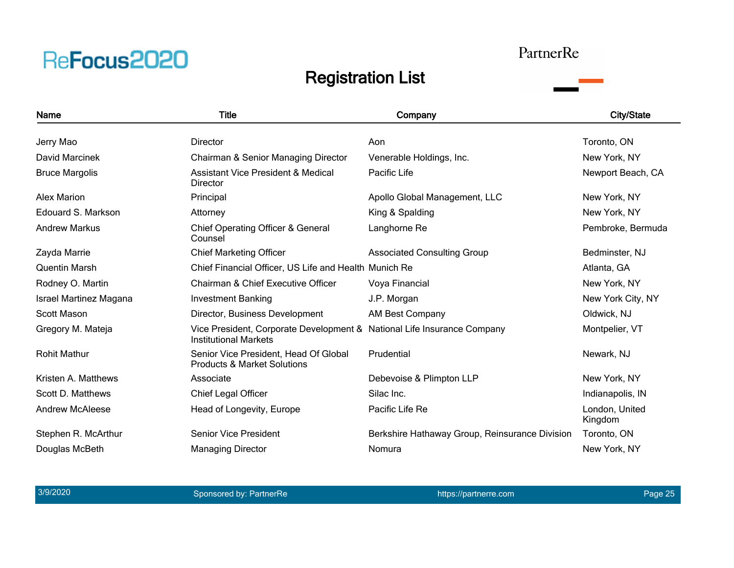# Registration List

| Name | Title | Company | City/State |
|---|---|---|---|
| Jerry Mao | Director | Aon | Toronto, ON |
| David Marcinek | Chairman & Senior Managing Director | Venerable Holdings, Inc. | New York, NY |
| Bruce Margolis | Assistant Vice President & Medical Director | Pacific Life | Newport Beach, CA |
| Alex Marion | Principal | Apollo Global Management, LLC | New York, NY |
| Edouard S. Markson | Attorney | King & Spalding | New York, NY |
| Andrew Markus | Chief Operating Officer & General Counsel | Langhorne Re | Pembroke, Bermuda |
| Zayda Marrie | Chief Marketing Officer | Associated Consulting Group | Bedminster, NJ |
| Quentin Marsh | Chief Financial Officer, US Life and Health | Munich Re | Atlanta, GA |
| Rodney O. Martin | Chairman & Chief Executive Officer | Voya Financial | New York, NY |
| Israel Martinez Magana | Investment Banking | J.P. Morgan | New York City, NY |
| Scott Mason | Director, Business Development | AM Best Company | Oldwick, NJ |
| Gregory M. Mateja | Vice President, Corporate Development & Institutional Markets | National Life Insurance Company | Montpelier, VT |
| Rohit Mathur | Senior Vice President, Head Of Global Products & Market Solutions | Prudential | Newark, NJ |
| Kristen A. Matthews | Associate | Debevoise & Plimpton LLP | New York, NY |
| Scott D. Matthews | Chief Legal Officer | Silac Inc. | Indianapolis, IN |
| Andrew McAleese | Head of Longevity, Europe | Pacific Life Re | London, United Kingdom |
| Stephen R. McArthur | Senior Vice President | Berkshire Hathaway Group, Reinsurance Division | Toronto, ON |
| Douglas McBeth | Managing Director | Nomura | New York, NY |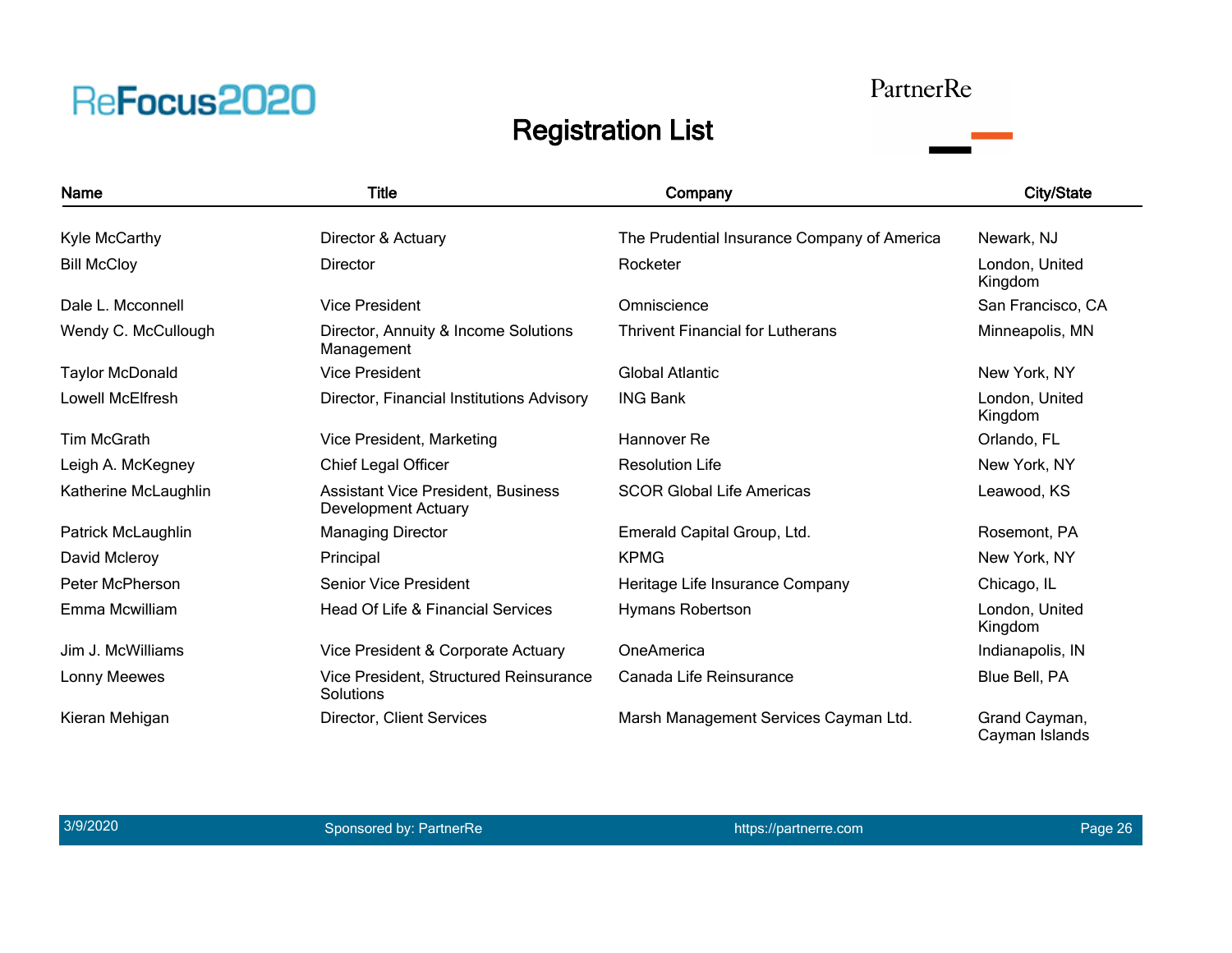## Registration List

| Name | Title | Company | City/State |
|---|---|---|---|
| Kyle McCarthy | Director & Actuary | The Prudential Insurance Company of America | Newark, NJ |
| Bill McCloy | Director | Rocketer | London, United Kingdom |
| Dale L. Mcconnell | Vice President | Omniscience | San Francisco, CA |
| Wendy C. McCullough | Director, Annuity & Income Solutions Management | Thrivent Financial for Lutherans | Minneapolis, MN |
| Taylor McDonald | Vice President | Global Atlantic | New York, NY |
| Lowell McElfresh | Director, Financial Institutions Advisory | ING Bank | London, United Kingdom |
| Tim McGrath | Vice President, Marketing | Hannover Re | Orlando, FL |
| Leigh A. McKegney | Chief Legal Officer | Resolution Life | New York, NY |
| Katherine McLaughlin | Assistant Vice President, Business Development Actuary | SCOR Global Life Americas | Leawood, KS |
| Patrick McLaughlin | Managing Director | Emerald Capital Group, Ltd. | Rosemont, PA |
| David Mcleroy | Principal | KPMG | New York, NY |
| Peter McPherson | Senior Vice President | Heritage Life Insurance Company | Chicago, IL |
| Emma Mcwilliam | Head Of Life & Financial Services | Hymans Robertson | London, United Kingdom |
| Jim J. McWilliams | Vice President & Corporate Actuary | OneAmerica | Indianapolis, IN |
| Lonny Meewes | Vice President, Structured Reinsurance Solutions | Canada Life Reinsurance | Blue Bell, PA |
| Kieran Mehigan | Director, Client Services | Marsh Management Services Cayman Ltd. | Grand Cayman, Cayman Islands |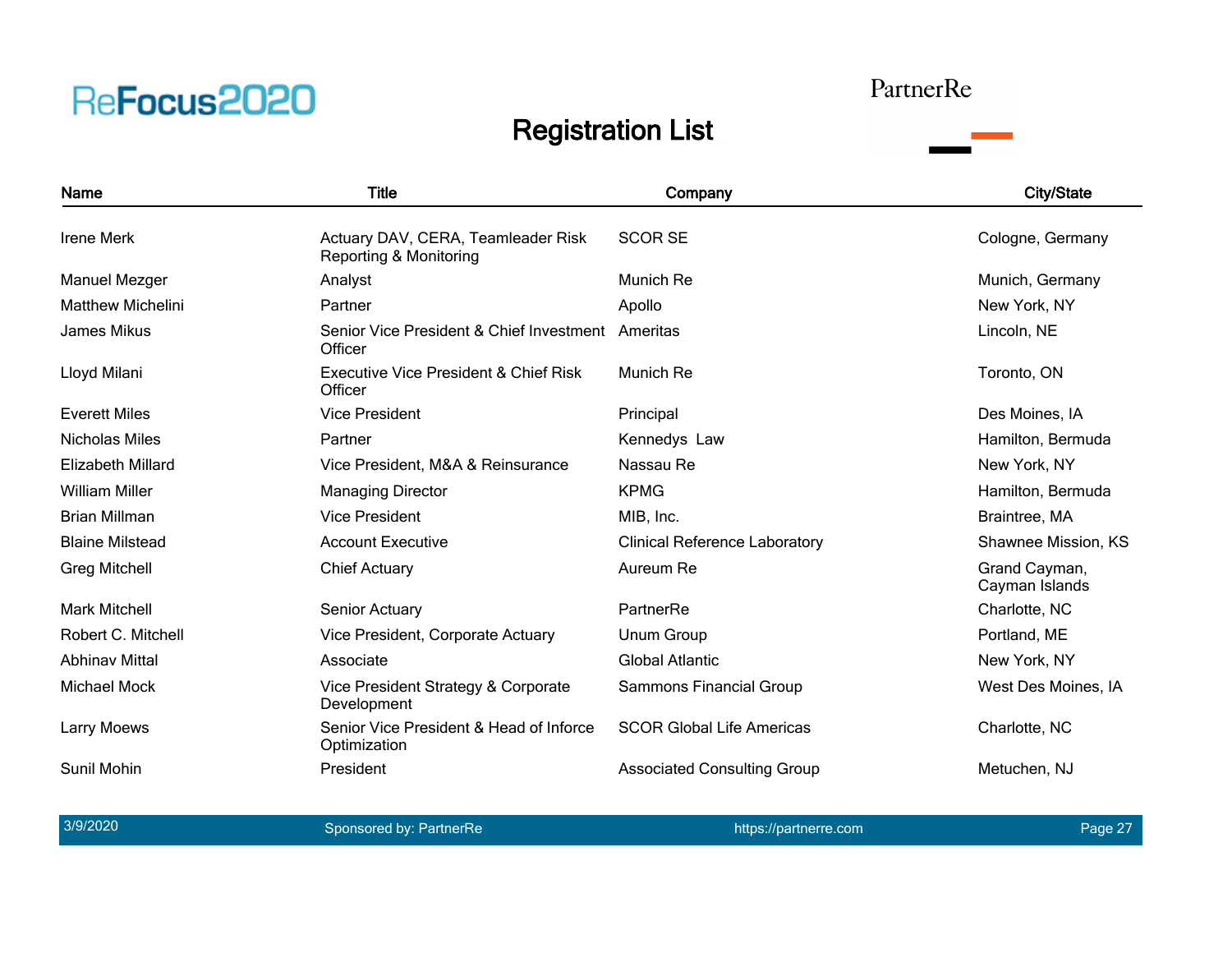# ReFocus2020

PartnerRe

## Registration List

| Name | Title | Company | City/State |
|---|---|---|---|
| Irene Merk | Actuary DAV, CERA, Teamleader Risk Reporting & Monitoring | SCOR SE | Cologne, Germany |
| Manuel Mezger | Analyst | Munich Re | Munich, Germany |
| Matthew Michelini | Partner | Apollo | New York, NY |
| James Mikus | Senior Vice President & Chief Investment Officer | Ameritas | Lincoln, NE |
| Lloyd Milani | Executive Vice President & Chief Risk Officer | Munich Re | Toronto, ON |
| Everett Miles | Vice President | Principal | Des Moines, IA |
| Nicholas Miles | Partner | Kennedys Law | Hamilton, Bermuda |
| Elizabeth Millard | Vice President, M&A & Reinsurance | Nassau Re | New York, NY |
| William Miller | Managing Director | KPMG | Hamilton, Bermuda |
| Brian Millman | Vice President | MIB, Inc. | Braintree, MA |
| Blaine Milstead | Account Executive | Clinical Reference Laboratory | Shawnee Mission, KS |
| Greg Mitchell | Chief Actuary | Aureum Re | Grand Cayman, Cayman Islands |
| Mark Mitchell | Senior Actuary | PartnerRe | Charlotte, NC |
| Robert C. Mitchell | Vice President, Corporate Actuary | Unum Group | Portland, ME |
| Abhinav Mittal | Associate | Global Atlantic | New York, NY |
| Michael Mock | Vice President Strategy & Corporate Development | Sammons Financial Group | West Des Moines, IA |
| Larry Moews | Senior Vice President & Head of Inforce Optimization | SCOR Global Life Americas | Charlotte, NC |
| Sunil Mohin | President | Associated Consulting Group | Metuchen, NJ |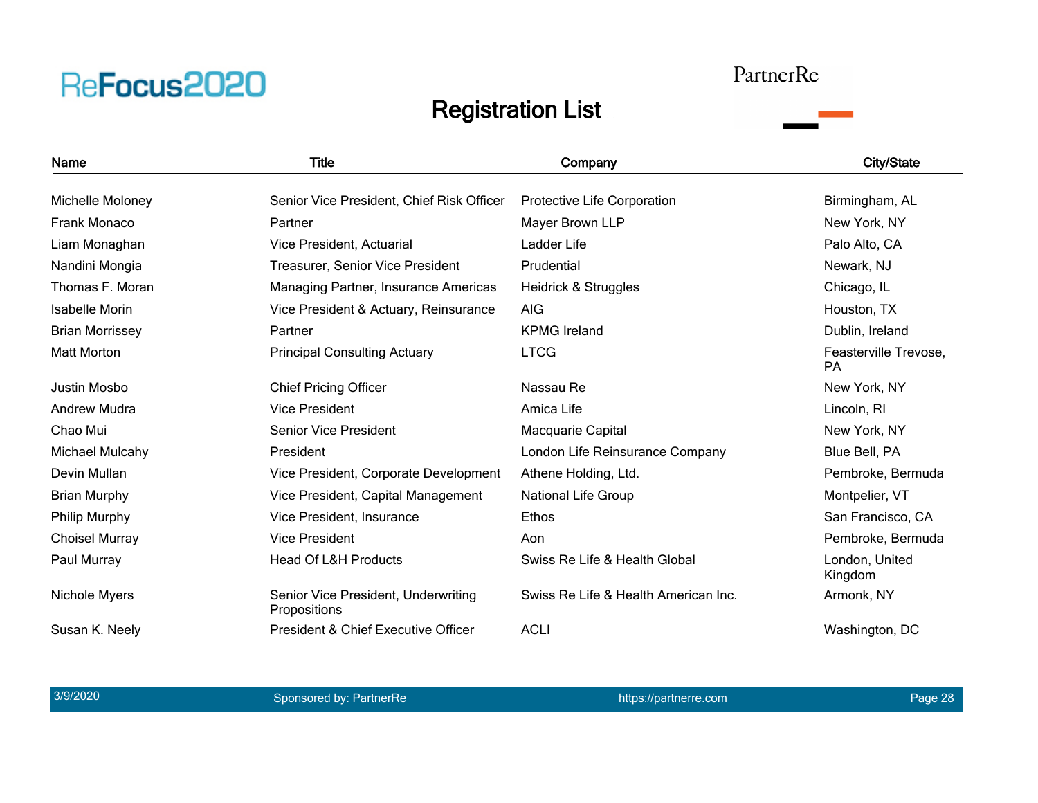ReFocus2020

PartnerRe

# Registration List

| Name | Title | Company | City/State |
|---|---|---|---|
| Michelle Moloney | Senior Vice President, Chief Risk Officer | Protective Life Corporation | Birmingham, AL |
| Frank Monaco | Partner | Mayer Brown LLP | New York, NY |
| Liam Monaghan | Vice President, Actuarial | Ladder Life | Palo Alto, CA |
| Nandini Mongia | Treasurer, Senior Vice President | Prudential | Newark, NJ |
| Thomas F. Moran | Managing Partner, Insurance Americas | Heidrick & Struggles | Chicago, IL |
| Isabelle Morin | Vice President & Actuary, Reinsurance | AIG | Houston, TX |
| Brian Morrissey | Partner | KPMG Ireland | Dublin, Ireland |
| Matt Morton | Principal Consulting Actuary | LTCG | Feasterville Trevose, PA |
| Justin Mosbo | Chief Pricing Officer | Nassau Re | New York, NY |
| Andrew Mudra | Vice President | Amica Life | Lincoln, RI |
| Chao Mui | Senior Vice President | Macquarie Capital | New York, NY |
| Michael Mulcahy | President | London Life Reinsurance Company | Blue Bell, PA |
| Devin Mullan | Vice President, Corporate Development | Athene Holding, Ltd. | Pembroke, Bermuda |
| Brian Murphy | Vice President, Capital Management | National Life Group | Montpelier, VT |
| Philip Murphy | Vice President, Insurance | Ethos | San Francisco, CA |
| Choisel Murray | Vice President | Aon | Pembroke, Bermuda |
| Paul Murray | Head Of L&H Products | Swiss Re Life & Health Global | London, United Kingdom |
| Nichole Myers | Senior Vice President, Underwriting Propositions | Swiss Re Life & Health American Inc. | Armonk, NY |
| Susan K. Neely | President & Chief Executive Officer | ACLI | Washington, DC |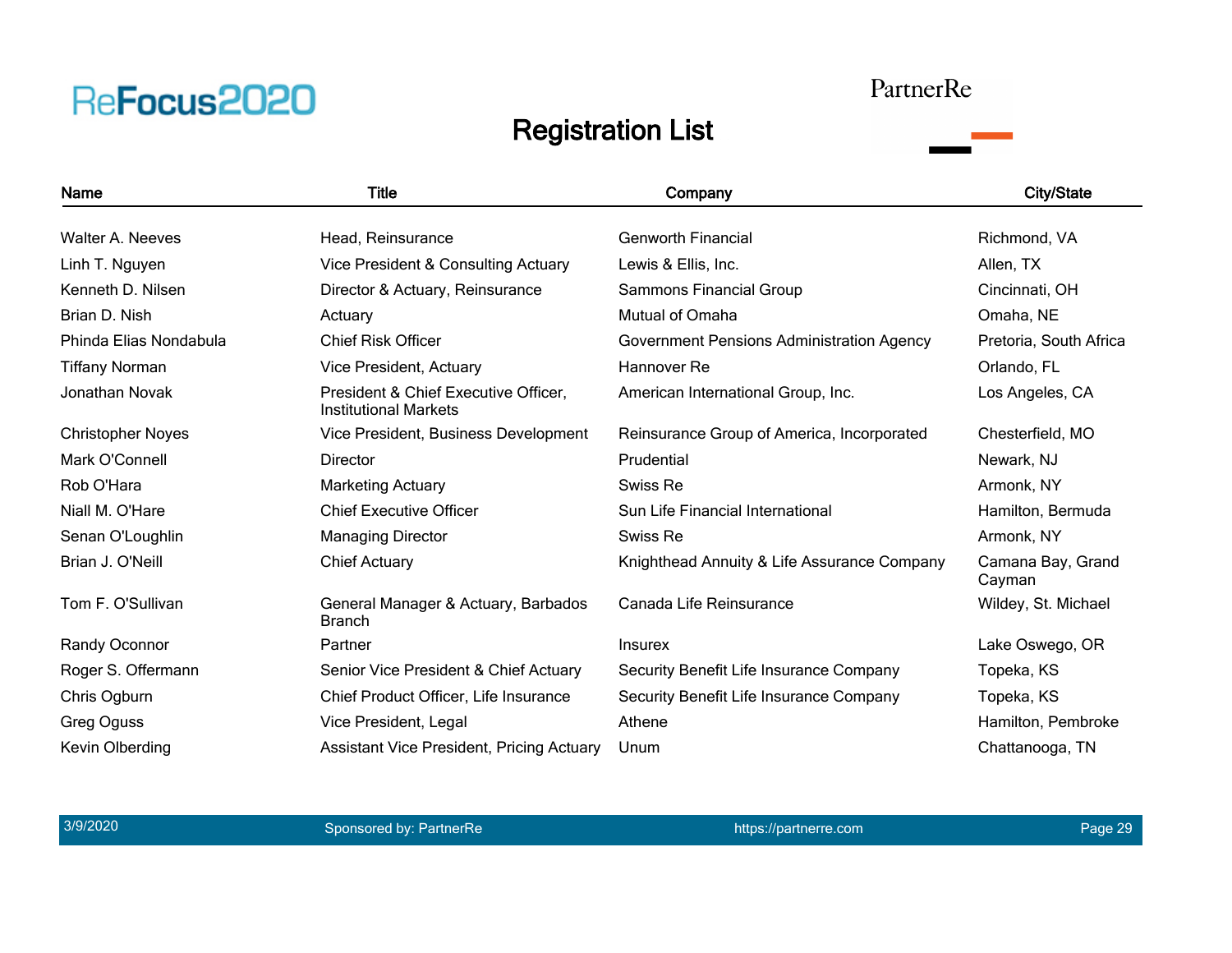# Registration List

| Name | Title | Company | City/State |
|---|---|---|---|
| Walter A. Neeves | Head, Reinsurance | Genworth Financial | Richmond, VA |
| Linh T. Nguyen | Vice President & Consulting Actuary | Lewis & Ellis, Inc. | Allen, TX |
| Kenneth D. Nilsen | Director & Actuary, Reinsurance | Sammons Financial Group | Cincinnati, OH |
| Brian D. Nish | Actuary | Mutual of Omaha | Omaha, NE |
| Phinda Elias Nondabula | Chief Risk Officer | Government Pensions Administration Agency | Pretoria, South Africa |
| Tiffany Norman | Vice President, Actuary | Hannover Re | Orlando, FL |
| Jonathan Novak | President & Chief Executive Officer, Institutional Markets | American International Group, Inc. | Los Angeles, CA |
| Christopher Noyes | Vice President, Business Development | Reinsurance Group of America, Incorporated | Chesterfield, MO |
| Mark O'Connell | Director | Prudential | Newark, NJ |
| Rob O'Hara | Marketing Actuary | Swiss Re | Armonk, NY |
| Niall M. O'Hare | Chief Executive Officer | Sun Life Financial International | Hamilton, Bermuda |
| Senan O'Loughlin | Managing Director | Swiss Re | Armonk, NY |
| Brian J. O'Neill | Chief Actuary | Knighthead Annuity & Life Assurance Company | Camana Bay, Grand Cayman |
| Tom F. O'Sullivan | General Manager & Actuary, Barbados Branch | Canada Life Reinsurance | Wildey, St. Michael |
| Randy Oconnor | Partner | Insurex | Lake Oswego, OR |
| Roger S. Offermann | Senior Vice President & Chief Actuary | Security Benefit Life Insurance Company | Topeka, KS |
| Chris Ogburn | Chief Product Officer, Life Insurance | Security Benefit Life Insurance Company | Topeka, KS |
| Greg Oguss | Vice President, Legal | Athene | Hamilton, Pembroke |
| Kevin Olberding | Assistant Vice President, Pricing Actuary | Unum | Chattanooga, TN |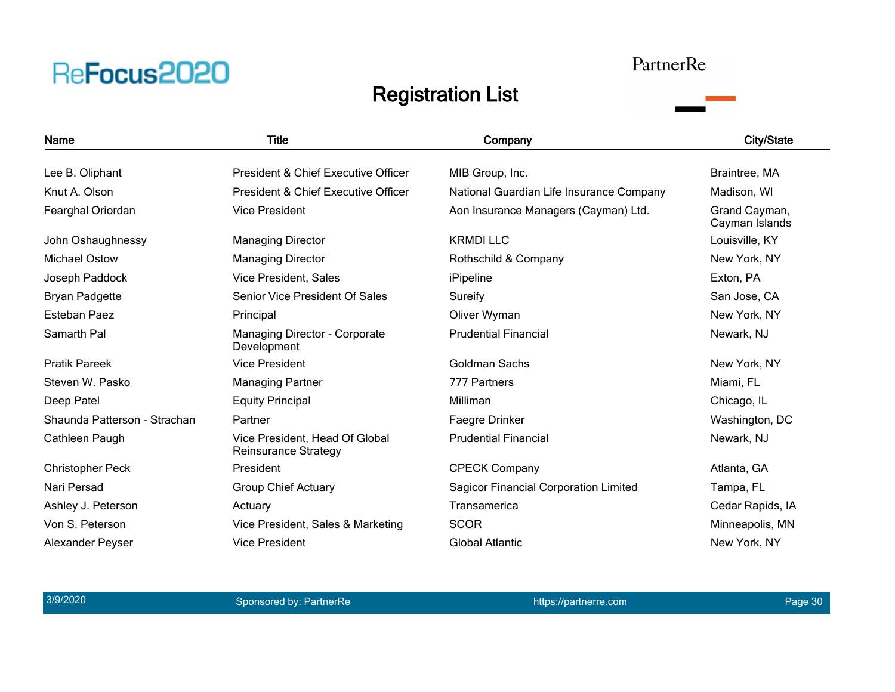# Registration List

| Name | Title | Company | City/State |
|---|---|---|---|
| Lee B. Oliphant | President & Chief Executive Officer | MIB Group, Inc. | Braintree, MA |
| Knut A. Olson | President & Chief Executive Officer | National Guardian Life Insurance Company | Madison, WI |
| Fearghal Oriordan | Vice President | Aon Insurance Managers (Cayman) Ltd. | Grand Cayman, Cayman Islands |
| John Oshaughnessy | Managing Director | KRMDI LLC | Louisville, KY |
| Michael Ostow | Managing Director | Rothschild & Company | New York, NY |
| Joseph Paddock | Vice President, Sales | iPipeline | Exton, PA |
| Bryan Padgette | Senior Vice President Of Sales | Sureify | San Jose, CA |
| Esteban Paez | Principal | Oliver Wyman | New York, NY |
| Samarth Pal | Managing Director - Corporate Development | Prudential Financial | Newark, NJ |
| Pratik Pareek | Vice President | Goldman Sachs | New York, NY |
| Steven W. Pasko | Managing Partner | 777 Partners | Miami, FL |
| Deep Patel | Equity Principal | Milliman | Chicago, IL |
| Shaunda Patterson - Strachan | Partner | Faegre Drinker | Washington, DC |
| Cathleen Paugh | Vice President, Head Of Global Reinsurance Strategy | Prudential Financial | Newark, NJ |
| Christopher Peck | President | CPECK Company | Atlanta, GA |
| Nari Persad | Group Chief Actuary | Sagicor Financial Corporation Limited | Tampa, FL |
| Ashley J. Peterson | Actuary | Transamerica | Cedar Rapids, IA |
| Von S. Peterson | Vice President, Sales & Marketing | SCOR | Minneapolis, MN |
| Alexander Peyser | Vice President | Global Atlantic | New York, NY |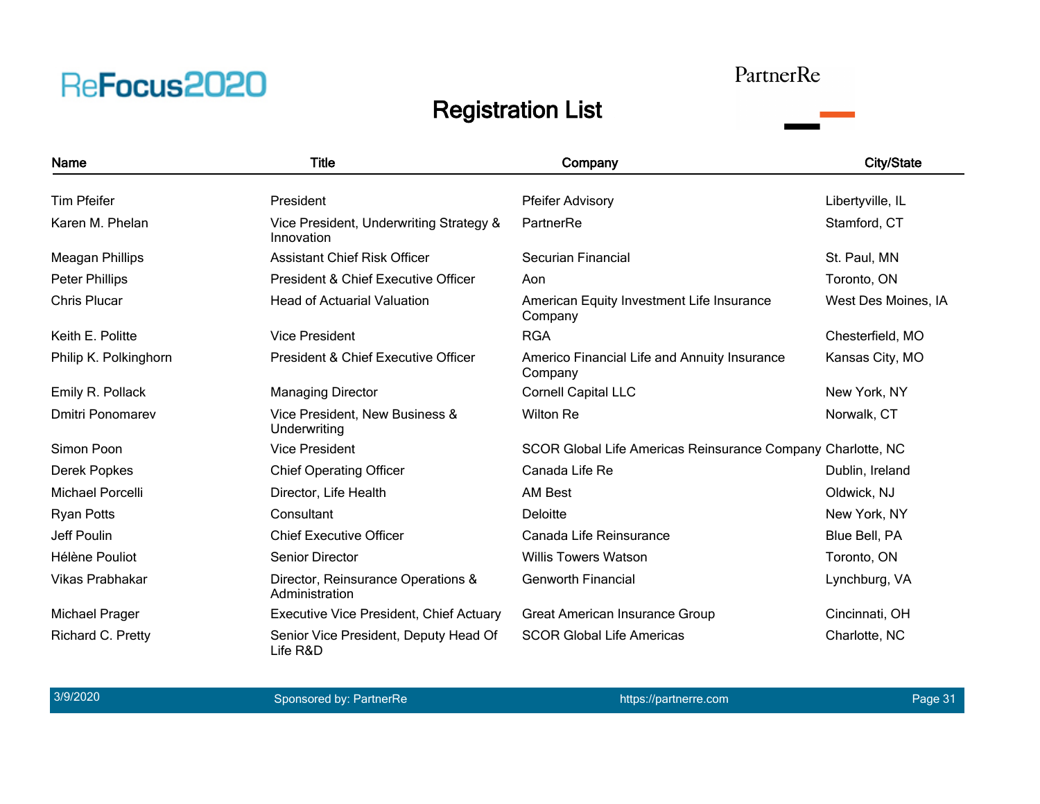ReFocus2020

PartnerRe

# Registration List

| Name | Title | Company | City/State |
|---|---|---|---|
| Tim Pfeifer | President | Pfeifer Advisory | Libertyville, IL |
| Karen M. Phelan | Vice President, Underwriting Strategy & Innovation | PartnerRe | Stamford, CT |
| Meagan Phillips | Assistant Chief Risk Officer | Securian Financial | St. Paul, MN |
| Peter Phillips | President & Chief Executive Officer | Aon | Toronto, ON |
| Chris Plucar | Head of Actuarial Valuation | American Equity Investment Life Insurance Company | West Des Moines, IA |
| Keith E. Politte | Vice President | RGA | Chesterfield, MO |
| Philip K. Polkinghorn | President & Chief Executive Officer | Americo Financial Life and Annuity Insurance Company | Kansas City, MO |
| Emily R. Pollack | Managing Director | Cornell Capital LLC | New York, NY |
| Dmitri Ponomarev | Vice President, New Business & Underwriting | Wilton Re | Norwalk, CT |
| Simon Poon | Vice President | SCOR Global Life Americas Reinsurance Company | Charlotte, NC |
| Derek Popkes | Chief Operating Officer | Canada Life Re | Dublin, Ireland |
| Michael Porcelli | Director, Life Health | AM Best | Oldwick, NJ |
| Ryan Potts | Consultant | Deloitte | New York, NY |
| Jeff Poulin | Chief Executive Officer | Canada Life Reinsurance | Blue Bell, PA |
| Hélène Pouliot | Senior Director | Willis Towers Watson | Toronto, ON |
| Vikas Prabhakar | Director, Reinsurance Operations & Administration | Genworth Financial | Lynchburg, VA |
| Michael Prager | Executive Vice President, Chief Actuary | Great American Insurance Group | Cincinnati, OH |
| Richard C. Pretty | Senior Vice President, Deputy Head Of Life R&D | SCOR Global Life Americas | Charlotte, NC |

3/9/2020 Sponsored by: PartnerRe https://partnerre.com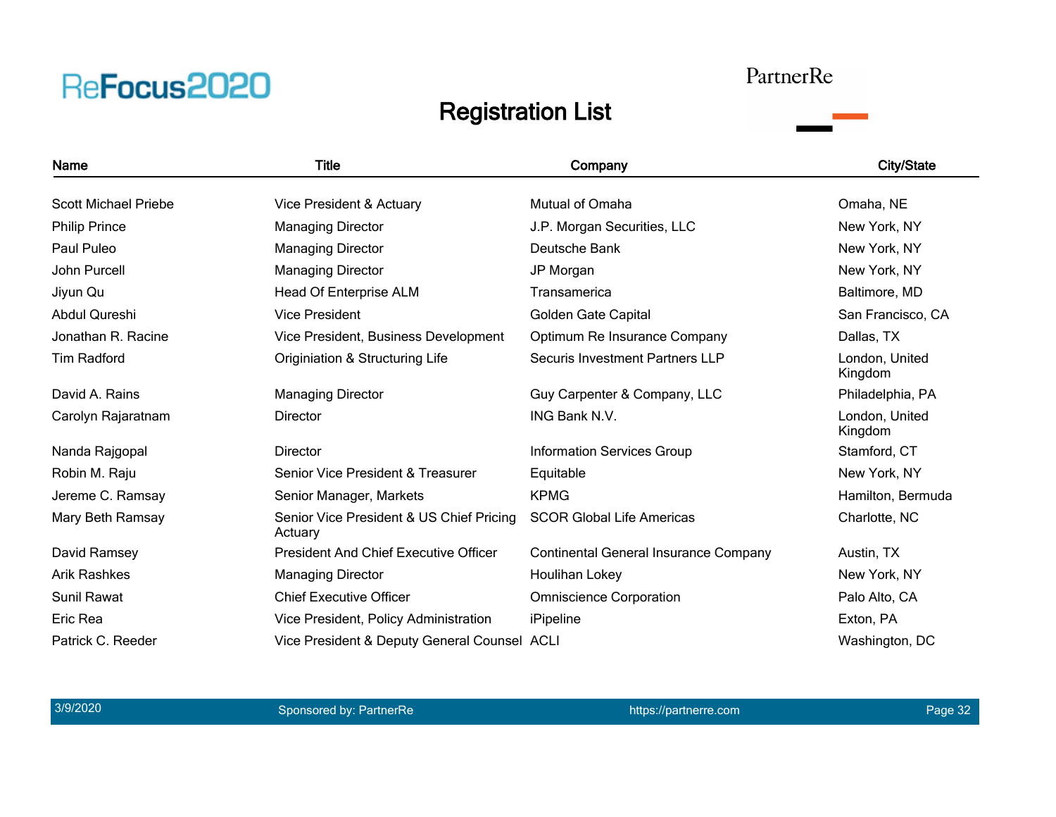ReFocus2020

PartnerRe

# Registration List

| Name | Title | Company | City/State |
| --- | --- | --- | --- |
| Scott Michael Priebe | Vice President & Actuary | Mutual of Omaha | Omaha, NE |
| Philip Prince | Managing Director | J.P. Morgan Securities, LLC | New York, NY |
| Paul Puleo | Managing Director | Deutsche Bank | New York, NY |
| John Purcell | Managing Director | JP Morgan | New York, NY |
| Jiyun Qu | Head Of Enterprise ALM | Transamerica | Baltimore, MD |
| Abdul Qureshi | Vice President | Golden Gate Capital | San Francisco, CA |
| Jonathan R. Racine | Vice President, Business Development | Optimum Re Insurance Company | Dallas, TX |
| Tim Radford | Originiation & Structuring Life | Securis Investment Partners LLP | London, United Kingdom |
| David A. Rains | Managing Director | Guy Carpenter & Company, LLC | Philadelphia, PA |
| Carolyn Rajaratnam | Director | ING Bank N.V. | London, United Kingdom |
| Nanda Rajgopal | Director | Information Services Group | Stamford, CT |
| Robin M. Raju | Senior Vice President & Treasurer | Equitable | New York, NY |
| Jereme C. Ramsay | Senior Manager, Markets | KPMG | Hamilton, Bermuda |
| Mary Beth Ramsay | Senior Vice President & US Chief Pricing Actuary | SCOR Global Life Americas | Charlotte, NC |
| David Ramsey | President And Chief Executive Officer | Continental General Insurance Company | Austin, TX |
| Arik Rashkes | Managing Director | Houlihan Lokey | New York, NY |
| Sunil Rawat | Chief Executive Officer | Omniscience Corporation | Palo Alto, CA |
| Eric Rea | Vice President, Policy Administration | iPipeline | Exton, PA |
| Patrick C. Reeder | Vice President & Deputy General Counsel | ACLI | Washington, DC |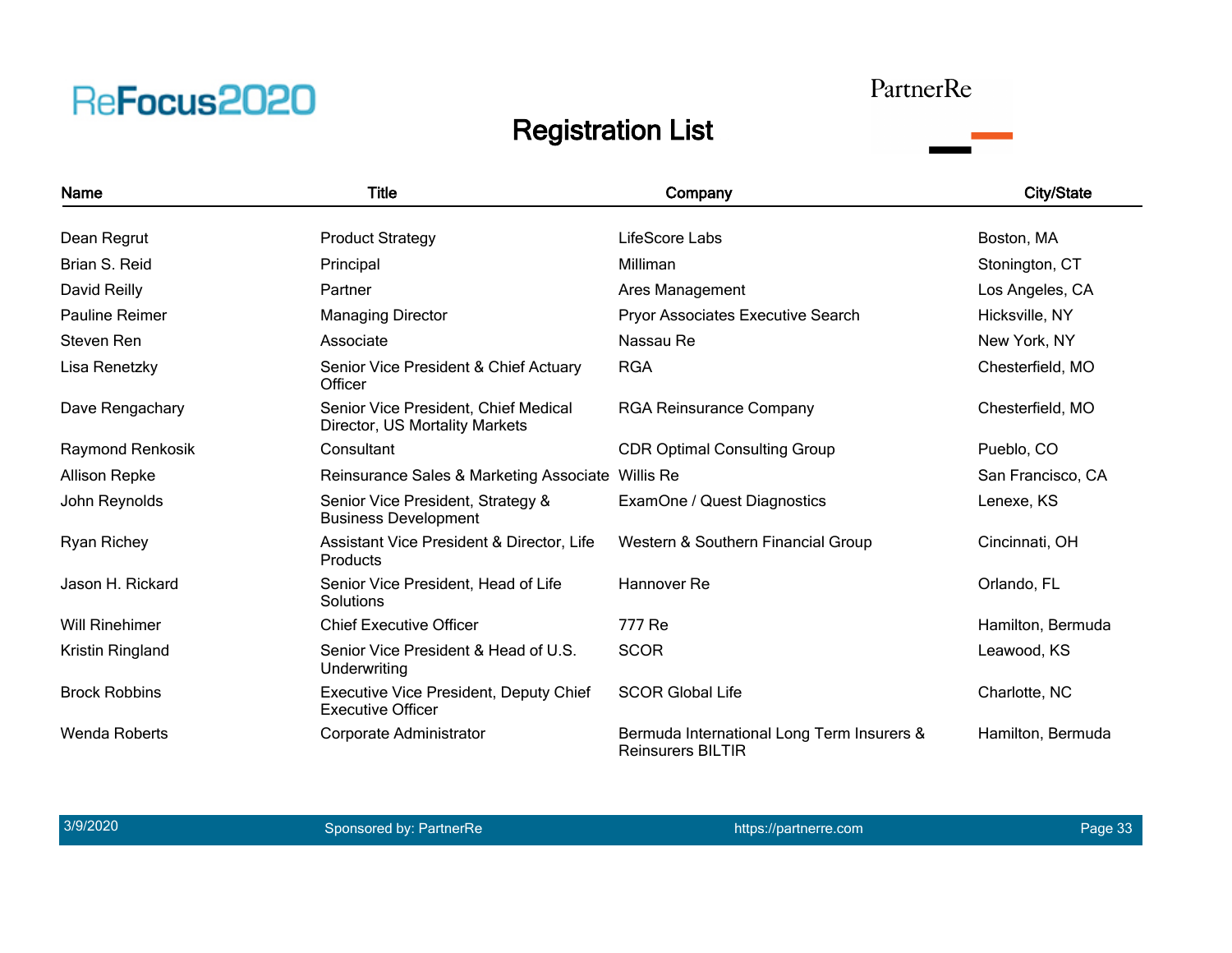ReFocus2020

PartnerRe

# Registration List

| Name | Title | Company | City/State |
|---|---|---|---|
| Dean Regrut | Product Strategy | LifeScore Labs | Boston, MA |
| Brian S. Reid | Principal | Milliman | Stonington, CT |
| David Reilly | Partner | Ares Management | Los Angeles, CA |
| Pauline Reimer | Managing Director | Pryor Associates Executive Search | Hicksville, NY |
| Steven Ren | Associate | Nassau Re | New York, NY |
| Lisa Renetzky | Senior Vice President & Chief Actuary Officer | RGA | Chesterfield, MO |
| Dave Rengachary | Senior Vice President, Chief Medical Director, US Mortality Markets | RGA Reinsurance Company | Chesterfield, MO |
| Raymond Renkosik | Consultant | CDR Optimal Consulting Group | Pueblo, CO |
| Allison Repke | Reinsurance Sales & Marketing Associate | Willis Re | San Francisco, CA |
| John Reynolds | Senior Vice President, Strategy & Business Development | ExamOne / Quest Diagnostics | Lenexe, KS |
| Ryan Richey | Assistant Vice President & Director, Life Products | Western & Southern Financial Group | Cincinnati, OH |
| Jason H. Rickard | Senior Vice President, Head of Life Solutions | Hannover Re | Orlando, FL |
| Will Rinehimer | Chief Executive Officer | 777 Re | Hamilton, Bermuda |
| Kristin Ringland | Senior Vice President & Head of U.S. Underwriting | SCOR | Leawood, KS |
| Brock Robbins | Executive Vice President, Deputy Chief Executive Officer | SCOR Global Life | Charlotte, NC |
| Wenda Roberts | Corporate Administrator | Bermuda International Long Term Insurers & Reinsurers BILTIR | Hamilton, Bermuda |

3/9/2020 Sponsored by: PartnerRe https://partnerre.com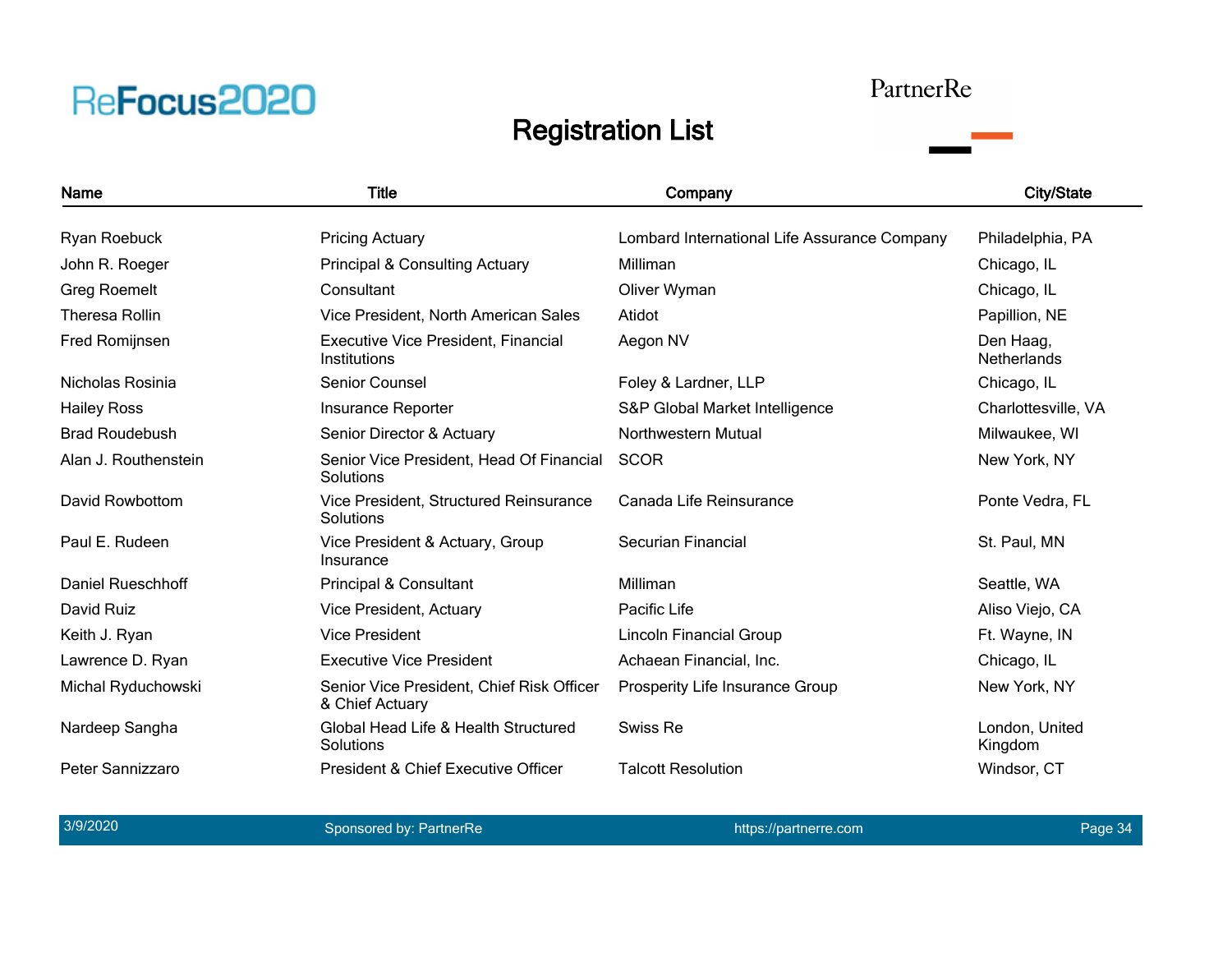# Registration List

| Name | Title | Company | City/State |
|---|---|---|---|
| Ryan Roebuck | Pricing Actuary | Lombard International Life Assurance Company | Philadelphia, PA |
| John R. Roeger | Principal & Consulting Actuary | Milliman | Chicago, IL |
| Greg Roemelt | Consultant | Oliver Wyman | Chicago, IL |
| Theresa Rollin | Vice President, North American Sales | Atidot | Papillion, NE |
| Fred Romijnsen | Executive Vice President, Financial Institutions | Aegon NV | Den Haag, Netherlands |
| Nicholas Rosinia | Senior Counsel | Foley & Lardner, LLP | Chicago, IL |
| Hailey Ross | Insurance Reporter | S&P Global Market Intelligence | Charlottesville, VA |
| Brad Roudebush | Senior Director & Actuary | Northwestern Mutual | Milwaukee, WI |
| Alan J. Routhenstein | Senior Vice President, Head Of Financial Solutions | SCOR | New York, NY |
| David Rowbottom | Vice President, Structured Reinsurance Solutions | Canada Life Reinsurance | Ponte Vedra, FL |
| Paul E. Rudeen | Vice President & Actuary, Group Insurance | Securian Financial | St. Paul, MN |
| Daniel Rueschhoff | Principal & Consultant | Milliman | Seattle, WA |
| David Ruiz | Vice President, Actuary | Pacific Life | Aliso Viejo, CA |
| Keith J. Ryan | Vice President | Lincoln Financial Group | Ft. Wayne, IN |
| Lawrence D. Ryan | Executive Vice President | Achaean Financial, Inc. | Chicago, IL |
| Michal Ryduchowski | Senior Vice President, Chief Risk Officer & Chief Actuary | Prosperity Life Insurance Group | New York, NY |
| Nardeep Sangha | Global Head Life & Health Structured Solutions | Swiss Re | London, United Kingdom |
| Peter Sannizzaro | President & Chief Executive Officer | Talcott Resolution | Windsor, CT |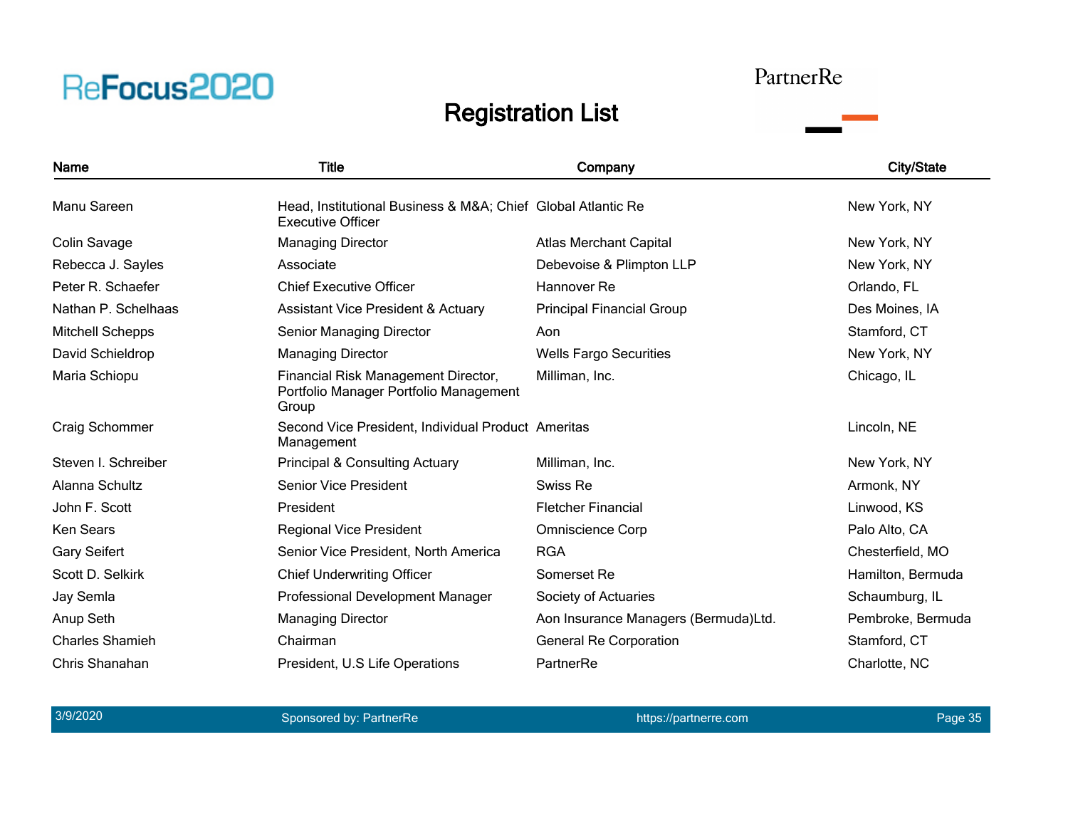ReFocus2020

PartnerRe

# Registration List

| Name | Title | Company | City/State |
|---|---|---|---|
| Manu Sareen | Head, Institutional Business & M&A; Chief Executive Officer | Global Atlantic Re | New York, NY |
| Colin Savage | Managing Director | Atlas Merchant Capital | New York, NY |
| Rebecca J. Sayles | Associate | Debevoise & Plimpton LLP | New York, NY |
| Peter R. Schaefer | Chief Executive Officer | Hannover Re | Orlando, FL |
| Nathan P. Schelhaas | Assistant Vice President & Actuary | Principal Financial Group | Des Moines, IA |
| Mitchell Schepps | Senior Managing Director | Aon | Stamford, CT |
| David Schieldrop | Managing Director | Wells Fargo Securities | New York, NY |
| Maria Schiopu | Financial Risk Management Director, Portfolio Manager Portfolio Management Group | Milliman, Inc. | Chicago, IL |
| Craig Schommer | Second Vice President, Individual Product Management | Ameritas | Lincoln, NE |
| Steven I. Schreiber | Principal & Consulting Actuary | Milliman, Inc. | New York, NY |
| Alanna Schultz | Senior Vice President | Swiss Re | Armonk, NY |
| John F. Scott | President | Fletcher Financial | Linwood, KS |
| Ken Sears | Regional Vice President | Omniscience Corp | Palo Alto, CA |
| Gary Seifert | Senior Vice President, North America | RGA | Chesterfield, MO |
| Scott D. Selkirk | Chief Underwriting Officer | Somerset Re | Hamilton, Bermuda |
| Jay Semla | Professional Development Manager | Society of Actuaries | Schaumburg, IL |
| Anup Seth | Managing Director | Aon Insurance Managers (Bermuda)Ltd. | Pembroke, Bermuda |
| Charles Shamieh | Chairman | General Re Corporation | Stamford, CT |
| Chris Shanahan | President, U.S Life Operations | PartnerRe | Charlotte, NC |

3/9/2020 Sponsored by: PartnerRe https://partnerre.com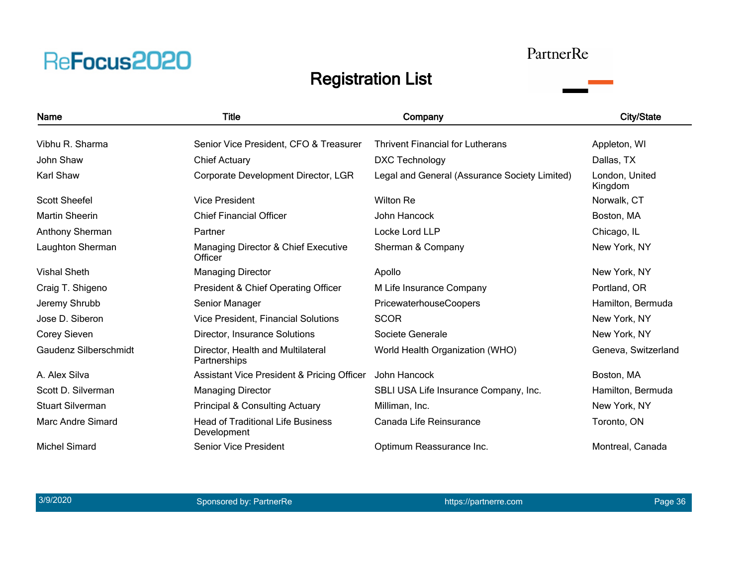ReFocus2020

PartnerRe

# Registration List

| Name | Title | Company | City/State |
| --- | --- | --- | --- |
| Vibhu R. Sharma | Senior Vice President, CFO & Treasurer | Thrivent Financial for Lutherans | Appleton, WI |
| John Shaw | Chief Actuary | DXC Technology | Dallas, TX |
| Karl Shaw | Corporate Development Director, LGR | Legal and General (Assurance Society Limited) | London, United Kingdom |
| Scott Sheefel | Vice President | Wilton Re | Norwalk, CT |
| Martin Sheerin | Chief Financial Officer | John Hancock | Boston, MA |
| Anthony Sherman | Partner | Locke Lord LLP | Chicago, IL |
| Laughton Sherman | Managing Director & Chief Executive Officer | Sherman & Company | New York, NY |
| Vishal Sheth | Managing Director | Apollo | New York, NY |
| Craig T. Shigeno | President & Chief Operating Officer | M Life Insurance Company | Portland, OR |
| Jeremy Shrubb | Senior Manager | PricewaterhouseCoopers | Hamilton, Bermuda |
| Jose D. Siberon | Vice President, Financial Solutions | SCOR | New York, NY |
| Corey Sieven | Director, Insurance Solutions | Societe Generale | New York, NY |
| Gaudenz Silberschmidt | Director, Health and Multilateral Partnerships | World Health Organization (WHO) | Geneva, Switzerland |
| A. Alex Silva | Assistant Vice President & Pricing Officer | John Hancock | Boston, MA |
| Scott D. Silverman | Managing Director | SBLI USA Life Insurance Company, Inc. | Hamilton, Bermuda |
| Stuart Silverman | Principal & Consulting Actuary | Milliman, Inc. | New York, NY |
| Marc Andre Simard | Head of Traditional Life Business Development | Canada Life Reinsurance | Toronto, ON |
| Michel Simard | Senior Vice President | Optimum Reassurance Inc. | Montreal, Canada |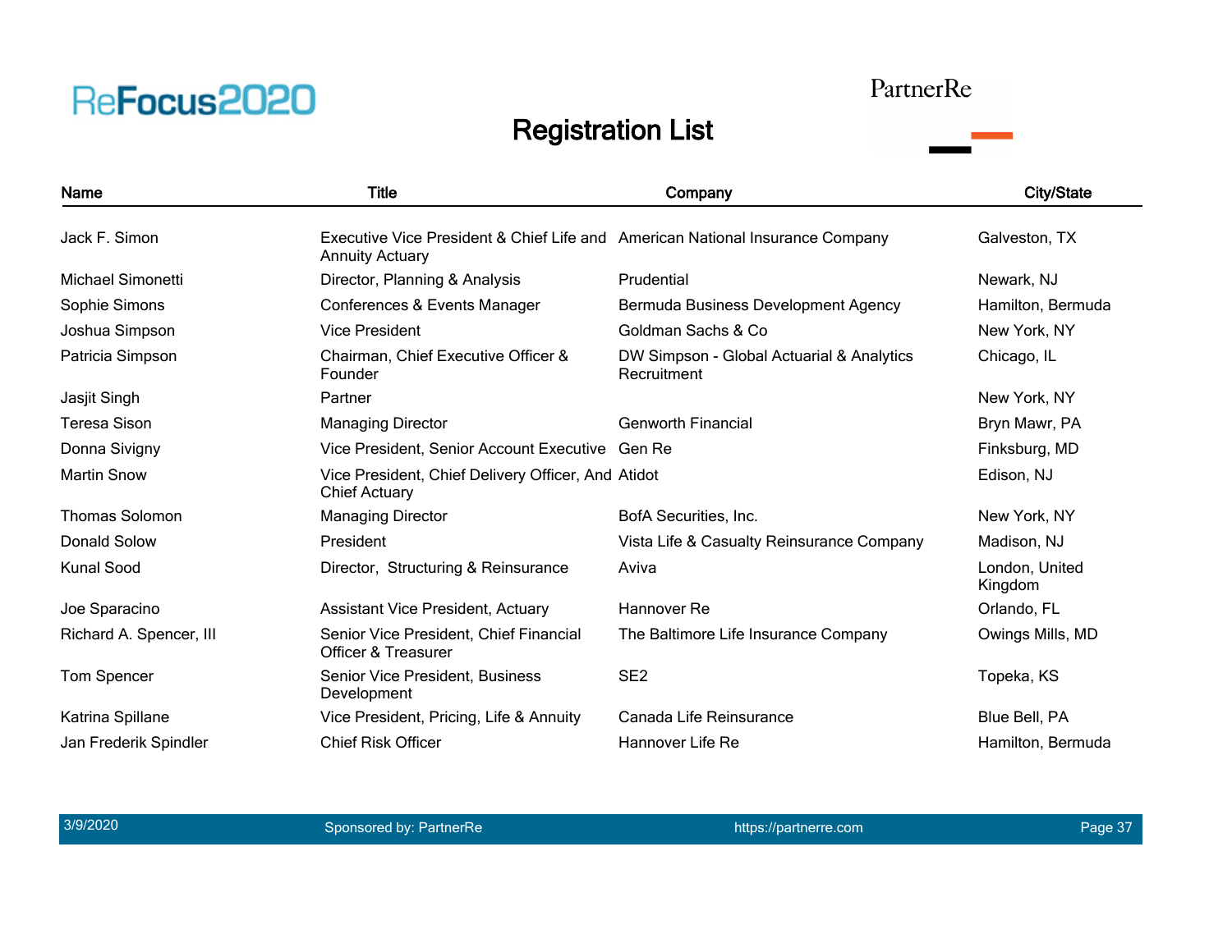# Registration List

| Name | Title | Company | City/State |
|---|---|---|---|
| Jack F. Simon | Executive Vice President & Chief Life and Annuity Actuary | American National Insurance Company | Galveston, TX |
| Michael Simonetti | Director, Planning & Analysis | Prudential | Newark, NJ |
| Sophie Simons | Conferences & Events Manager | Bermuda Business Development Agency | Hamilton, Bermuda |
| Joshua Simpson | Vice President | Goldman Sachs & Co | New York, NY |
| Patricia Simpson | Chairman, Chief Executive Officer & Founder | DW Simpson - Global Actuarial & Analytics Recruitment | Chicago, IL |
| Jasjit Singh | Partner | | New York, NY |
| Teresa Sison | Managing Director | Genworth Financial | Bryn Mawr, PA |
| Donna Sivigny | Vice President, Senior Account Executive | Gen Re | Finksburg, MD |
| Martin Snow | Vice President, Chief Delivery Officer, And Chief Actuary | Atidot | Edison, NJ |
| Thomas Solomon | Managing Director | BofA Securities, Inc. | New York, NY |
| Donald Solow | President | Vista Life & Casualty Reinsurance Company | Madison, NJ |
| Kunal Sood | Director, Structuring & Reinsurance | Aviva | London, United Kingdom |
| Joe Sparacino | Assistant Vice President, Actuary | Hannover Re | Orlando, FL |
| Richard A. Spencer, III | Senior Vice President, Chief Financial Officer & Treasurer | The Baltimore Life Insurance Company | Owings Mills, MD |
| Tom Spencer | Senior Vice President, Business Development | SE2 | Topeka, KS |
| Katrina Spillane | Vice President, Pricing, Life & Annuity | Canada Life Reinsurance | Blue Bell, PA |
| Jan Frederik Spindler | Chief Risk Officer | Hannover Life Re | Hamilton, Bermuda |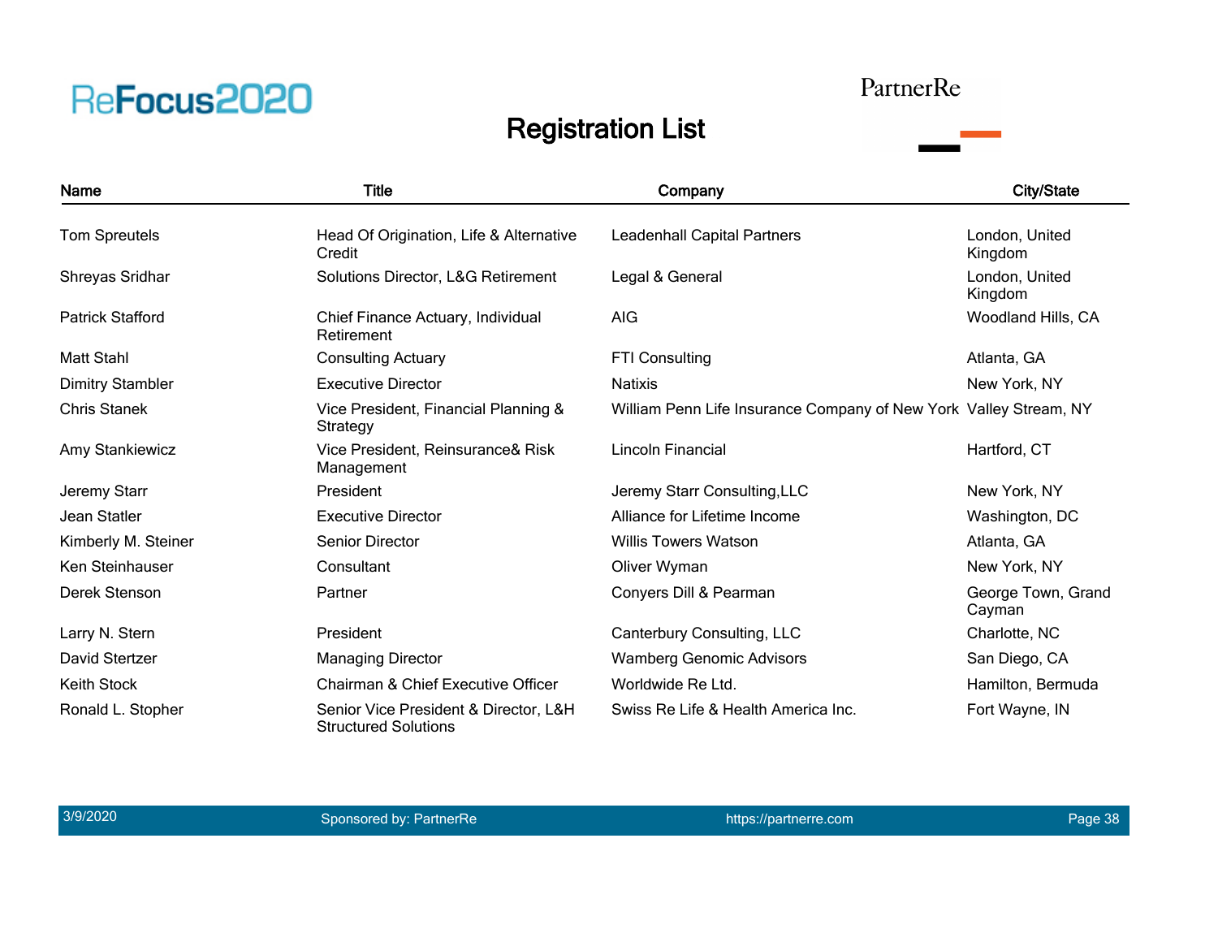# Registration List

| Name | Title | Company | City/State |
|---|---|---|---|
| Tom Spreutels | Head Of Origination, Life & Alternative Credit | Leadenhall Capital Partners | London, United Kingdom |
| Shreyas Sridhar | Solutions Director, L&G Retirement | Legal & General | London, United Kingdom |
| Patrick Stafford | Chief Finance Actuary, Individual Retirement | AIG | Woodland Hills, CA |
| Matt Stahl | Consulting Actuary | FTI Consulting | Atlanta, GA |
| Dimitry Stambler | Executive Director | Natixis | New York, NY |
| Chris Stanek | Vice President, Financial Planning & Strategy | William Penn Life Insurance Company of New York | Valley Stream, NY |
| Amy Stankiewicz | Vice President, Reinsurance& Risk Management | Lincoln Financial | Hartford, CT |
| Jeremy Starr | President | Jeremy Starr Consulting,LLC | New York, NY |
| Jean Statler | Executive Director | Alliance for Lifetime Income | Washington, DC |
| Kimberly M. Steiner | Senior Director | Willis Towers Watson | Atlanta, GA |
| Ken Steinhauser | Consultant | Oliver Wyman | New York, NY |
| Derek Stenson | Partner | Conyers Dill & Pearman | George Town, Grand Cayman |
| Larry N. Stern | President | Canterbury Consulting, LLC | Charlotte, NC |
| David Stertzer | Managing Director | Wamberg Genomic Advisors | San Diego, CA |
| Keith Stock | Chairman & Chief Executive Officer | Worldwide Re Ltd. | Hamilton, Bermuda |
| Ronald L. Stopher | Senior Vice President & Director, L&H Structured Solutions | Swiss Re Life & Health America Inc. | Fort Wayne, IN |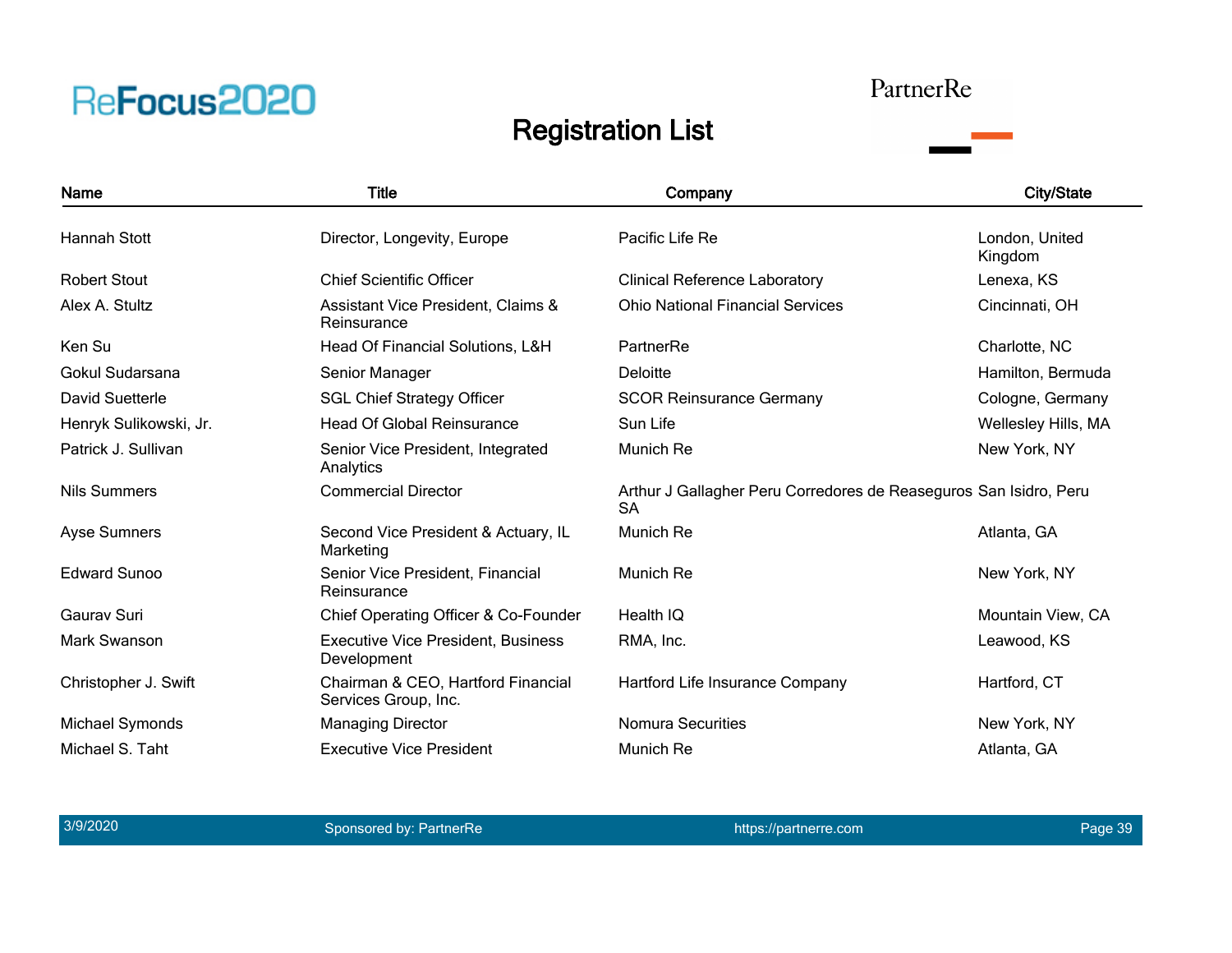# Registration List

| Name | Title | Company | City/State |
|---|---|---|---|
| Hannah Stott | Director, Longevity, Europe | Pacific Life Re | London, United Kingdom |
| Robert Stout | Chief Scientific Officer | Clinical Reference Laboratory | Lenexa, KS |
| Alex A. Stultz | Assistant Vice President, Claims & Reinsurance | Ohio National Financial Services | Cincinnati, OH |
| Ken Su | Head Of Financial Solutions, L&H | PartnerRe | Charlotte, NC |
| Gokul Sudarsana | Senior Manager | Deloitte | Hamilton, Bermuda |
| David Suetterle | SGL Chief Strategy Officer | SCOR Reinsurance Germany | Cologne, Germany |
| Henryk Sulikowski, Jr. | Head Of Global Reinsurance | Sun Life | Wellesley Hills, MA |
| Patrick J. Sullivan | Senior Vice President, Integrated Analytics | Munich Re | New York, NY |
| Nils Summers | Commercial Director | Arthur J Gallagher Peru Corredores de Reaseguros SA | San Isidro, Peru |
| Ayse Sumners | Second Vice President & Actuary, IL Marketing | Munich Re | Atlanta, GA |
| Edward Sunoo | Senior Vice President, Financial Reinsurance | Munich Re | New York, NY |
| Gaurav Suri | Chief Operating Officer & Co-Founder | Health IQ | Mountain View, CA |
| Mark Swanson | Executive Vice President, Business Development | RMA, Inc. | Leawood, KS |
| Christopher J. Swift | Chairman & CEO, Hartford Financial Services Group, Inc. | Hartford Life Insurance Company | Hartford, CT |
| Michael Symonds | Managing Director | Nomura Securities | New York, NY |
| Michael S. Taht | Executive Vice President | Munich Re | Atlanta, GA |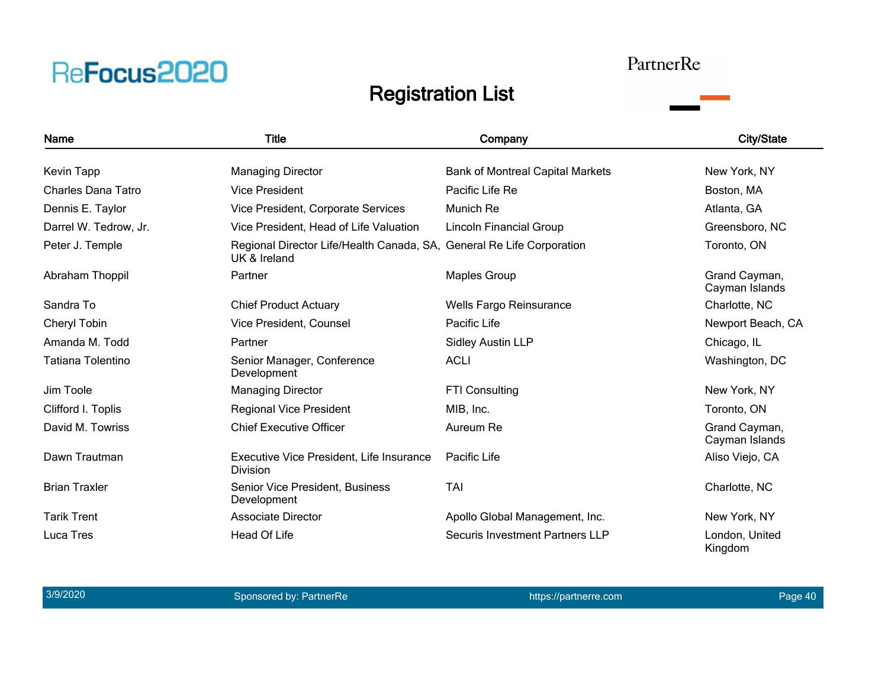# Registration List

| Name | Title | Company | City/State |
|---|---|---|---|
| Kevin Tapp | Managing Director | Bank of Montreal Capital Markets | New York, NY |
| Charles Dana Tatro | Vice President | Pacific Life Re | Boston, MA |
| Dennis E. Taylor | Vice President, Corporate Services | Munich Re | Atlanta, GA |
| Darrel W. Tedrow, Jr. | Vice President, Head of Life Valuation | Lincoln Financial Group | Greensboro, NC |
| Peter J. Temple | Regional Director Life/Health Canada, SA, UK & Ireland | General Re Life Corporation | Toronto, ON |
| Abraham Thoppil | Partner | Maples Group | Grand Cayman, Cayman Islands |
| Sandra To | Chief Product Actuary | Wells Fargo Reinsurance | Charlotte, NC |
| Cheryl Tobin | Vice President, Counsel | Pacific Life | Newport Beach, CA |
| Amanda M. Todd | Partner | Sidley Austin LLP | Chicago, IL |
| Tatiana Tolentino | Senior Manager, Conference Development | ACLI | Washington, DC |
| Jim Toole | Managing Director | FTI Consulting | New York, NY |
| Clifford I. Toplis | Regional Vice President | MIB, Inc. | Toronto, ON |
| David M. Towriss | Chief Executive Officer | Aureum Re | Grand Cayman, Cayman Islands |
| Dawn Trautman | Executive Vice President, Life Insurance Division | Pacific Life | Aliso Viejo, CA |
| Brian Traxler | Senior Vice President, Business Development | TAI | Charlotte, NC |
| Tarik Trent | Associate Director | Apollo Global Management, Inc. | New York, NY |
| Luca Tres | Head Of Life | Securis Investment Partners LLP | London, United Kingdom |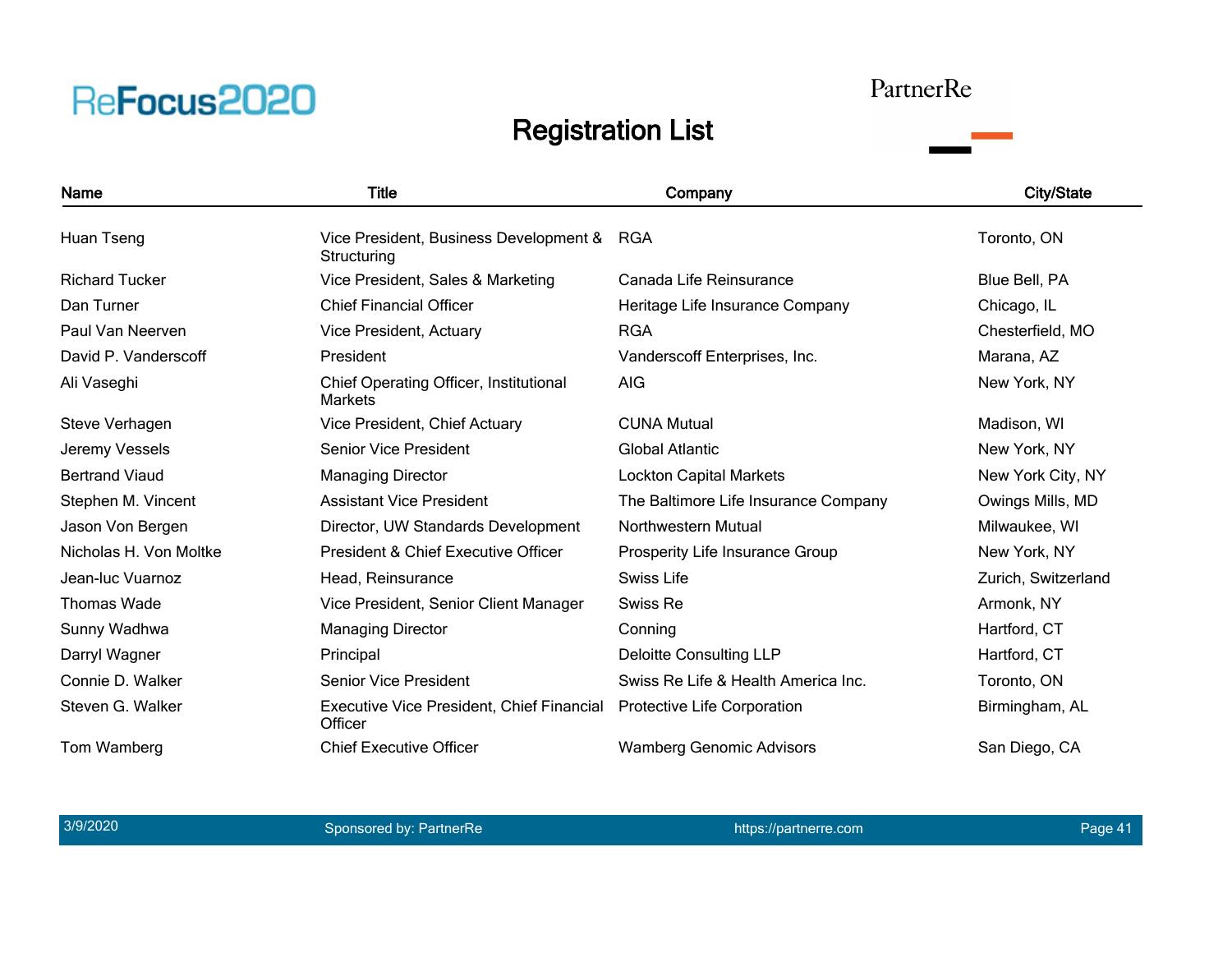ReFocus2020

PartnerRe

# Registration List

| Name | Title | Company | City/State |
|---|---|---|---|
| Huan Tseng | Vice President, Business Development & Structuring | RGA | Toronto, ON |
| Richard Tucker | Vice President, Sales & Marketing | Canada Life Reinsurance | Blue Bell, PA |
| Dan Turner | Chief Financial Officer | Heritage Life Insurance Company | Chicago, IL |
| Paul Van Neerven | Vice President, Actuary | RGA | Chesterfield, MO |
| David P. Vanderscoff | President | Vanderscoff Enterprises, Inc. | Marana, AZ |
| Ali Vaseghi | Chief Operating Officer, Institutional Markets | AIG | New York, NY |
| Steve Verhagen | Vice President, Chief Actuary | CUNA Mutual | Madison, WI |
| Jeremy Vessels | Senior Vice President | Global Atlantic | New York, NY |
| Bertrand Viaud | Managing Director | Lockton Capital Markets | New York City, NY |
| Stephen M. Vincent | Assistant Vice President | The Baltimore Life Insurance Company | Owings Mills, MD |
| Jason Von Bergen | Director, UW Standards Development | Northwestern Mutual | Milwaukee, WI |
| Nicholas H. Von Moltke | President & Chief Executive Officer | Prosperity Life Insurance Group | New York, NY |
| Jean-luc Vuarnoz | Head, Reinsurance | Swiss Life | Zurich, Switzerland |
| Thomas Wade | Vice President, Senior Client Manager | Swiss Re | Armonk, NY |
| Sunny Wadhwa | Managing Director | Conning | Hartford, CT |
| Darryl Wagner | Principal | Deloitte Consulting LLP | Hartford, CT |
| Connie D. Walker | Senior Vice President | Swiss Re Life & Health America Inc. | Toronto, ON |
| Steven G. Walker | Executive Vice President, Chief Financial Officer | Protective Life Corporation | Birmingham, AL |
| Tom Wamberg | Chief Executive Officer | Wamberg Genomic Advisors | San Diego, CA |

3/9/2020 Sponsored by: PartnerRe https://partnerre.com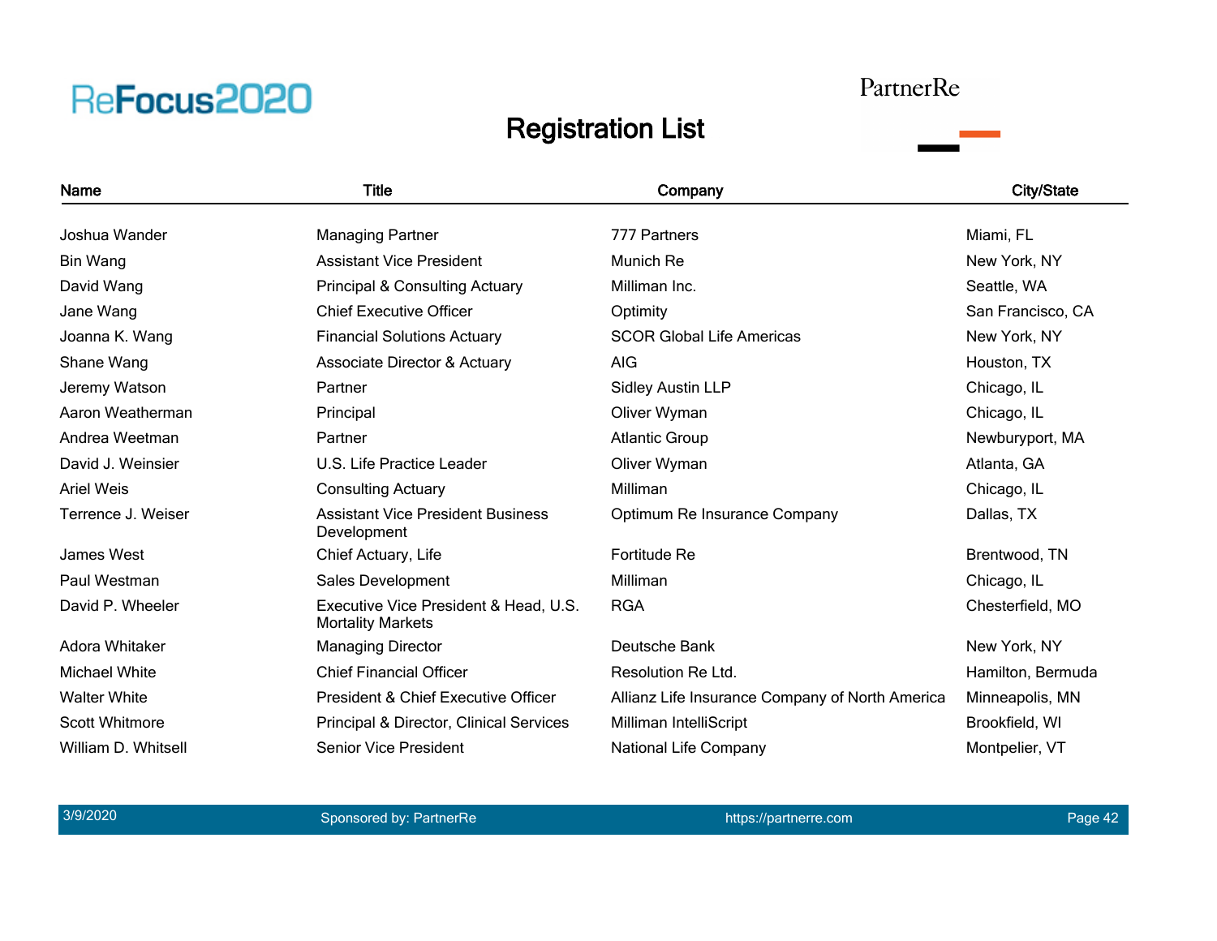# Registration List

| Name | Title | Company | City/State |
|---|---|---|---|
| Joshua Wander | Managing Partner | 777 Partners | Miami, FL |
| Bin Wang | Assistant Vice President | Munich Re | New York, NY |
| David Wang | Principal & Consulting Actuary | Milliman Inc. | Seattle, WA |
| Jane Wang | Chief Executive Officer | Optimity | San Francisco, CA |
| Joanna K. Wang | Financial Solutions Actuary | SCOR Global Life Americas | New York, NY |
| Shane Wang | Associate Director & Actuary | AIG | Houston, TX |
| Jeremy Watson | Partner | Sidley Austin LLP | Chicago, IL |
| Aaron Weatherman | Principal | Oliver Wyman | Chicago, IL |
| Andrea Weetman | Partner | Atlantic Group | Newburyport, MA |
| David J. Weinsier | U.S. Life Practice Leader | Oliver Wyman | Atlanta, GA |
| Ariel Weis | Consulting Actuary | Milliman | Chicago, IL |
| Terrence J. Weiser | Assistant Vice President Business Development | Optimum Re Insurance Company | Dallas, TX |
| James West | Chief Actuary, Life | Fortitude Re | Brentwood, TN |
| Paul Westman | Sales Development | Milliman | Chicago, IL |
| David P. Wheeler | Executive Vice President & Head, U.S. Mortality Markets | RGA | Chesterfield, MO |
| Adora Whitaker | Managing Director | Deutsche Bank | New York, NY |
| Michael White | Chief Financial Officer | Resolution Re Ltd. | Hamilton, Bermuda |
| Walter White | President & Chief Executive Officer | Allianz Life Insurance Company of North America | Minneapolis, MN |
| Scott Whitmore | Principal & Director, Clinical Services | Milliman IntelliScript | Brookfield, WI |
| William D. Whitsell | Senior Vice President | National Life Company | Montpelier, VT |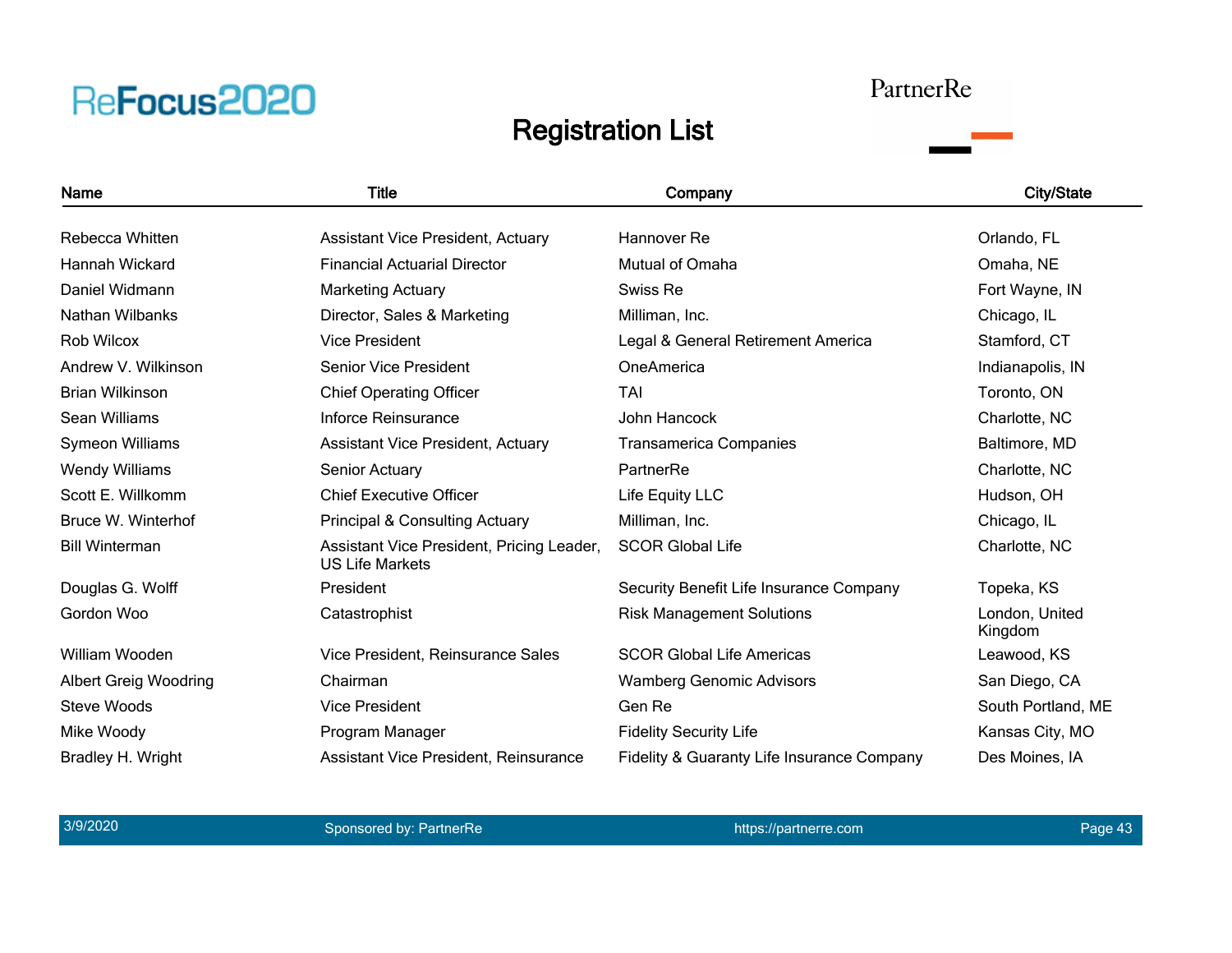ReFocus2020

PartnerRe

# Registration List

| Name | Title | Company | City/State |
|---|---|---|---|
| Rebecca Whitten | Assistant Vice President, Actuary | Hannover Re | Orlando, FL |
| Hannah Wickard | Financial Actuarial Director | Mutual of Omaha | Omaha, NE |
| Daniel Widmann | Marketing Actuary | Swiss Re | Fort Wayne, IN |
| Nathan Wilbanks | Director, Sales & Marketing | Milliman, Inc. | Chicago, IL |
| Rob Wilcox | Vice President | Legal & General Retirement America | Stamford, CT |
| Andrew V. Wilkinson | Senior Vice President | OneAmerica | Indianapolis, IN |
| Brian Wilkinson | Chief Operating Officer | TAI | Toronto, ON |
| Sean Williams | Inforce Reinsurance | John Hancock | Charlotte, NC |
| Symeon Williams | Assistant Vice President, Actuary | Transamerica Companies | Baltimore, MD |
| Wendy Williams | Senior Actuary | PartnerRe | Charlotte, NC |
| Scott E. Willkomm | Chief Executive Officer | Life Equity LLC | Hudson, OH |
| Bruce W. Winterhof | Principal & Consulting Actuary | Milliman, Inc. | Chicago, IL |
| Bill Winterman | Assistant Vice President, Pricing Leader, US Life Markets | SCOR Global Life | Charlotte, NC |
| Douglas G. Wolff | President | Security Benefit Life Insurance Company | Topeka, KS |
| Gordon Woo | Catastrophist | Risk Management Solutions | London, United Kingdom |
| William Wooden | Vice President, Reinsurance Sales | SCOR Global Life Americas | Leawood, KS |
| Albert Greig Woodring | Chairman | Wamberg Genomic Advisors | San Diego, CA |
| Steve Woods | Vice President | Gen Re | South Portland, ME |
| Mike Woody | Program Manager | Fidelity Security Life | Kansas City, MO |
| Bradley H. Wright | Assistant Vice President, Reinsurance | Fidelity & Guaranty Life Insurance Company | Des Moines, IA |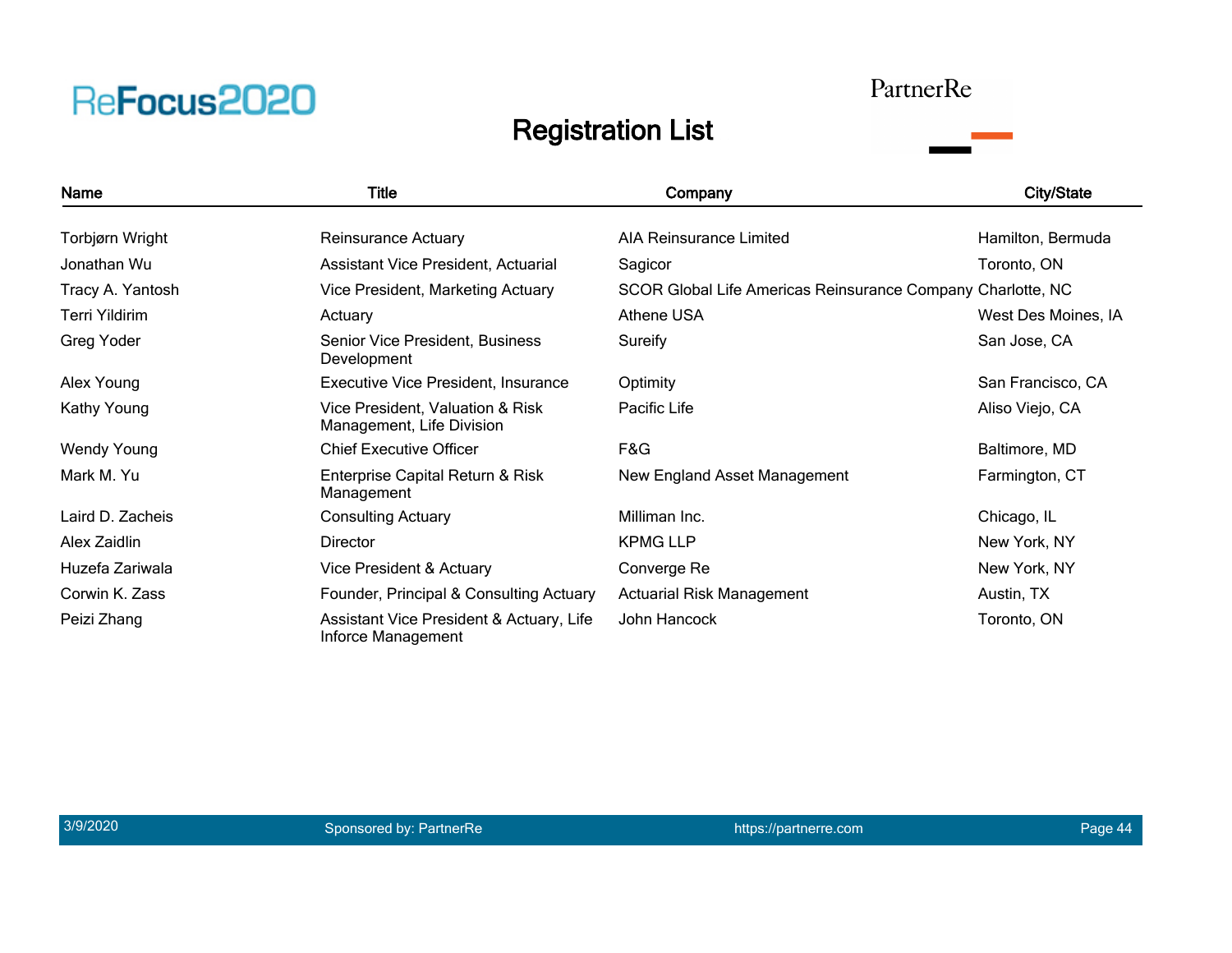ReFocus2020

PartnerRe

# Registration List

| Name | Title | Company | City/State |
|---|---|---|---|
| Torbjørn Wright | Reinsurance Actuary | AIA Reinsurance Limited | Hamilton, Bermuda |
| Jonathan Wu | Assistant Vice President, Actuarial | Sagicor | Toronto, ON |
| Tracy A. Yantosh | Vice President, Marketing Actuary | SCOR Global Life Americas Reinsurance Company | Charlotte, NC |
| Terri Yildirim | Actuary | Athene USA | West Des Moines, IA |
| Greg Yoder | Senior Vice President, Business Development | Sureify | San Jose, CA |
| Alex Young | Executive Vice President, Insurance | Optimity | San Francisco, CA |
| Kathy Young | Vice President, Valuation & Risk Management, Life Division | Pacific Life | Aliso Viejo, CA |
| Wendy Young | Chief Executive Officer | F&G | Baltimore, MD |
| Mark M. Yu | Enterprise Capital Return & Risk Management | New England Asset Management | Farmington, CT |
| Laird D. Zacheis | Consulting Actuary | Milliman Inc. | Chicago, IL |
| Alex Zaidlin | Director | KPMG LLP | New York, NY |
| Huzefa Zariwala | Vice President & Actuary | Converge Re | New York, NY |
| Corwin K. Zass | Founder, Principal & Consulting Actuary | Actuarial Risk Management | Austin, TX |
| Peizi Zhang | Assistant Vice President & Actuary, Life Inforce Management | John Hancock | Toronto, ON |

3/9/2020 Sponsored by: PartnerRe https://partnerre.com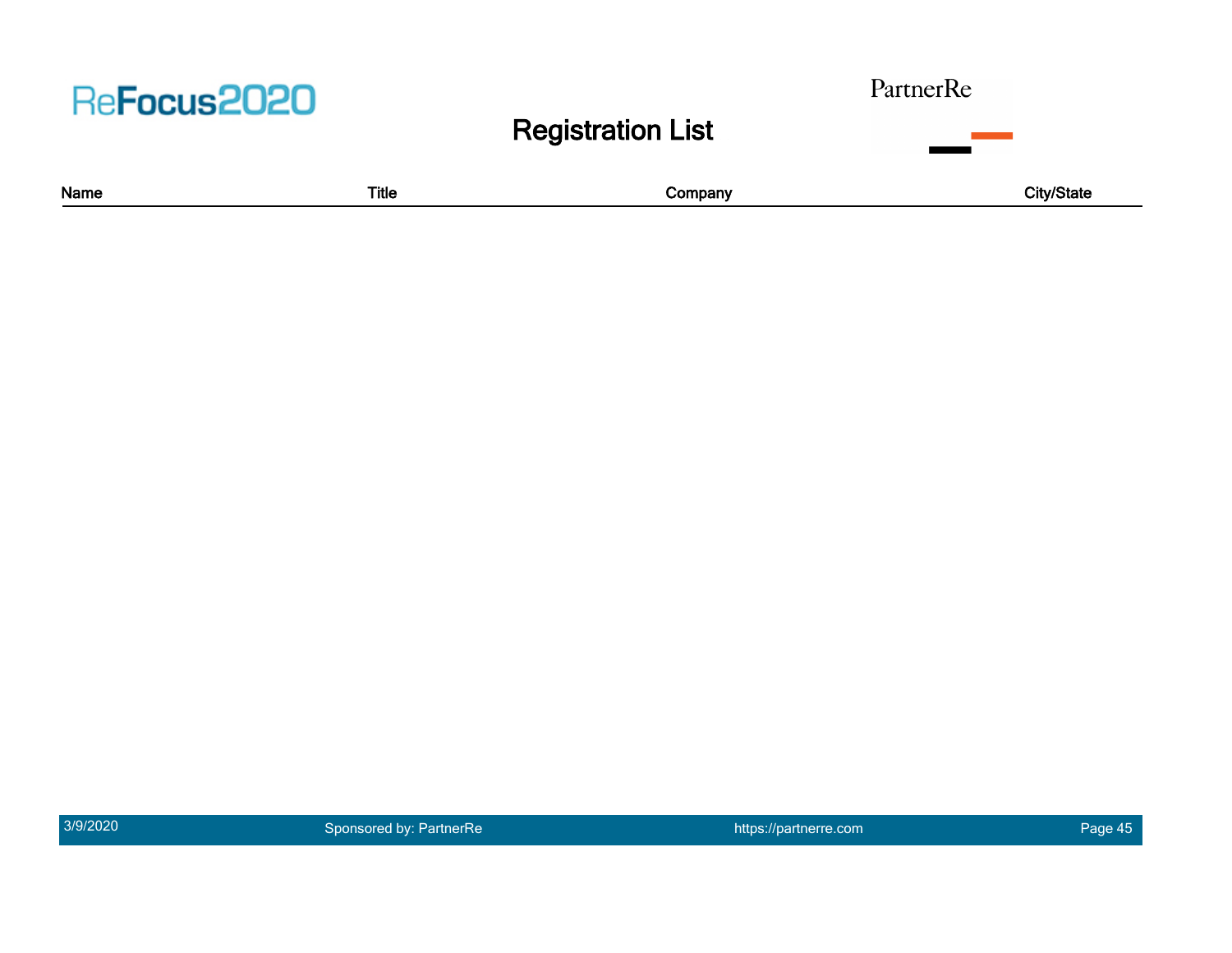# Registration List

| Name | Title | Company | City/State |
|---|---|---|---|